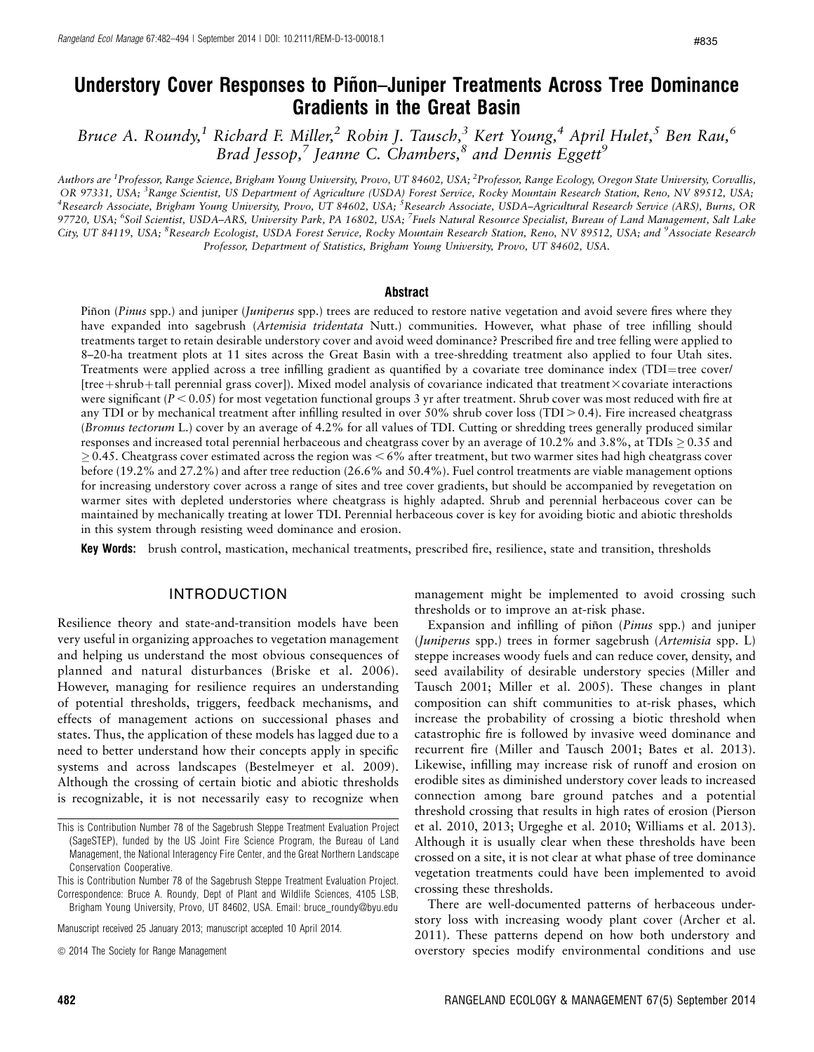# Understory Cover Responses to Piñon–Juniper Treatments Across Tree Dominance Gradients in the Great Basin

*Bruce A. Roundy,[1] Richard F. Miller,[2] Robin J. Tausch,[3] Kert Young,[4] April Hulet,[5] Ben Rau,[6] Brad Jessop,[7] Jeanne C. Chambers,[8] and Dennis Eggett[9]*

Authors are [1]Professor, Range Science, Brigham Young University, Provo, UT 84602, USA; [2]Professor, Range Ecology, Oregon State University, Corvallis, OR 97331, USA; [3]Range Scientist, US Department of Agriculture (USDA) Forest Service, Rocky Mountain Research Station, Reno, NV 89512, USA; [4]Research Associate, Brigham Young University, Provo, UT 84602, USA; [5]Research Associate, USDA–Agricultural Research Service (ARS), Burns, OR 97720, USA; [6]Soil Scientist, USDA–ARS, University Park, PA 16802, USA; [7]Fuels Natural Resource Specialist, Bureau of Land Management, Salt Lake City, UT 84119, USA; [8]Research Ecologist, USDA Forest Service, Rocky Mountain Research Station, Reno, NV 89512, USA; and [9]Associate Research Professor, Department of Statistics, Brigham Young University, Provo, UT 84602, USA.

## Abstract

Piñon (*Pinus* spp.) and juniper (*Juniperus* spp.) trees are reduced to restore native vegetation and avoid severe fires where they have expanded into sagebrush (*Artemisia tridentata* Nutt.) communities. However, what phase of tree infilling should treatments target to retain desirable understory cover and avoid weed dominance? Prescribed fire and tree felling were applied to 8–20-ha treatment plots at 11 sites across the Great Basin with a tree-shredding treatment also applied to four Utah sites. Treatments were applied across a tree infilling gradient as quantified by a covariate tree dominance index (TDI=tree cover/[tree+shrub+tall perennial grass cover]). Mixed model analysis of covariance indicated that treatment×covariate interactions were significant ($P < 0.05$) for most vegetation functional groups 3 yr after treatment. Shrub cover was most reduced with fire at any TDI or by mechanical treatment after infilling resulted in over 50% shrub cover loss (TDI > 0.4). Fire increased cheatgrass (*Bromus tectorum* L.) cover by an average of 4.2% for all values of TDI. Cutting or shredding trees generally produced similar responses and increased total perennial herbaceous and cheatgrass cover by an average of 10.2% and 3.8%, at TDIs ≥ 0.35 and ≥ 0.45. Cheatgrass cover estimated across the region was < 6% after treatment, but two warmer sites had high cheatgrass cover before (19.2% and 27.2%) and after tree reduction (26.6% and 50.4%). Fuel control treatments are viable management options for increasing understory cover across a range of sites and tree cover gradients, but should be accompanied by revegetation on warmer sites with depleted understories where cheatgrass is highly adapted. Shrub and perennial herbaceous cover can be maintained by mechanically treating at lower TDI. Perennial herbaceous cover is key for avoiding biotic and abiotic thresholds in this system through resisting weed dominance and erosion.

**Key Words:** brush control, mastication, mechanical treatments, prescribed fire, resilience, state and transition, thresholds

## INTRODUCTION

Resilience theory and state-and-transition models have been very useful in organizing approaches to vegetation management and helping us understand the most obvious consequences of planned and natural disturbances (Briske et al. 2006). However, managing for resilience requires an understanding of potential thresholds, triggers, feedback mechanisms, and effects of management actions on successional phases and states. Thus, the application of these models has lagged due to a need to better understand how their concepts apply in specific systems and across landscapes (Bestelmeyer et al. 2009). Although the crossing of certain biotic and abiotic thresholds is recognizable, it is not necessarily easy to recognize when management might be implemented to avoid crossing such thresholds or to improve an at-risk phase.

Expansion and infilling of piñon (*Pinus* spp.) and juniper (*Juniperus* spp.) trees in former sagebrush (*Artemisia* spp. L) steppe increases woody fuels and can reduce cover, density, and seed availability of desirable understory species (Miller and Tausch 2001; Miller et al. 2005). These changes in plant composition can shift communities to at-risk phases, which increase the probability of crossing a biotic threshold when catastrophic fire is followed by invasive weed dominance and recurrent fire (Miller and Tausch 2001; Bates et al. 2013). Likewise, infilling may increase risk of runoff and erosion on erodible sites as diminished understory cover leads to increased connection among bare ground patches and a potential threshold crossing that results in high rates of erosion (Pierson et al. 2010, 2013; Urgeghe et al. 2010; Williams et al. 2013). Although it is usually clear when these thresholds have been crossed on a site, it is not clear at what phase of tree dominance vegetation treatments could have been implemented to avoid crossing these thresholds.

There are well-documented patterns of herbaceous understory loss with increasing woody plant cover (Archer et al. 2011). These patterns depend on how both understory and overstory species modify environmental conditions and use

This is Contribution Number 78 of the Sagebrush Steppe Treatment Evaluation Project (SageSTEP), funded by the US Joint Fire Science Program, the Bureau of Land Management, the National Interagency Fire Center, and the Great Northern Landscape Conservation Cooperative.

This is Contribution Number 78 of the Sagebrush Steppe Treatment Evaluation Project.

Correspondence: Bruce A. Roundy, Dept of Plant and Wildlife Sciences, 4105 LSB, Brigham Young University, Provo, UT 84602, USA. Email: bruce_roundy@byu.edu

Manuscript received 25 January 2013; manuscript accepted 10 April 2014.

© 2014 The Society for Range Management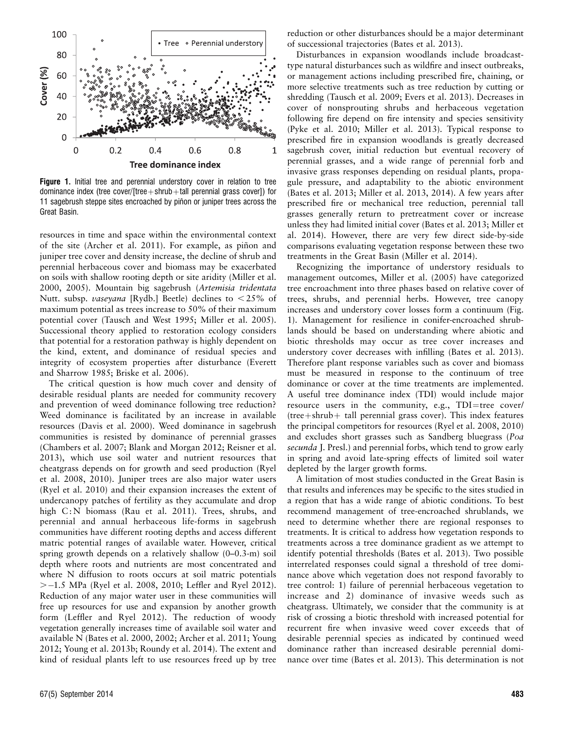**Figure 1.** Initial tree and perennial understory cover in relation to tree dominance index (tree cover/[tree + shrub + tall perennial grass cover]) for 11 sagebrush steppe sites encroached by piñon or juniper trees across the Great Basin.

resources in time and space within the environmental context of the site (Archer et al. 2011). For example, as piñon and juniper tree cover and density increase, the decline of shrub and perennial herbaceous cover and biomass may be exacerbated on soils with shallow rooting depth or site aridity (Miller et al. 2000, 2005). Mountain big sagebrush (*Artemisia tridentata* Nutt. subsp. *vaseyana* [Rydb.] Beetle) declines to < 25% of maximum potential as trees increase to 50% of their maximum potential cover (Tausch and West 1995; Miller et al. 2005). Successional theory applied to restoration ecology considers that potential for a restoration pathway is highly dependent on the kind, extent, and dominance of residual species and integrity of ecosystem properties after disturbance (Everett and Sharrow 1985; Briske et al. 2006).

The critical question is how much cover and density of desirable residual plants are needed for community recovery and prevention of weed dominance following tree reduction? Weed dominance is facilitated by an increase in available resources (Davis et al. 2000). Weed dominance in sagebrush communities is resisted by dominance of perennial grasses (Chambers et al. 2007; Blank and Morgan 2012; Reisner et al. 2013), which use soil water and nutrient resources that cheatgrass depends on for growth and seed production (Ryel et al. 2008, 2010). Juniper trees are also major water users (Ryel et al. 2010) and their expansion increases the extent of undercanopy patches of fertility as they accumulate and drop high C:N biomass (Rau et al. 2011). Trees, shrubs, and perennial and annual herbaceous life-forms in sagebrush communities have different rooting depths and access different matric potential ranges of available water. However, critical spring growth depends on a relatively shallow (0–0.3-m) soil depth where roots and nutrients are most concentrated and where N diffusion to roots occurs at soil matric potentials > −1.5 MPa (Ryel et al. 2008, 2010; Leffler and Ryel 2012). Reduction of any major water user in these communities will free up resources for use and expansion by another growth form (Leffler and Ryel 2012). The reduction of woody vegetation generally increases time of available soil water and available N (Bates et al. 2000, 2002; Archer et al. 2011; Young 2012; Young et al. 2013b; Roundy et al. 2014). The extent and kind of residual plants left to use resources freed up by tree reduction or other disturbances should be a major determinant of successional trajectories (Bates et al. 2013).

Disturbances in expansion woodlands include broadcast-type natural disturbances such as wildfire and insect outbreaks, or management actions including prescribed fire, chaining, or more selective treatments such as tree reduction by cutting or shredding (Tausch et al. 2009; Evers et al. 2013). Decreases in cover of nonsprouting shrubs and herbaceous vegetation following fire depend on fire intensity and species sensitivity (Pyke et al. 2010; Miller et al. 2013). Typical response to prescribed fire in expansion woodlands is greatly decreased sagebrush cover, initial reduction but eventual recovery of perennial grasses, and a wide range of perennial forb and invasive grass responses depending on residual plants, propagule pressure, and adaptability to the abiotic environment (Bates et al. 2013; Miller et al. 2013, 2014). A few years after prescribed fire or mechanical tree reduction, perennial tall grasses generally return to pretreatment cover or increase unless they had limited initial cover (Bates et al. 2013; Miller et al. 2014). However, there are very few direct side-by-side comparisons evaluating vegetation response between these two treatments in the Great Basin (Miller et al. 2014).

Recognizing the importance of understory residuals to management outcomes, Miller et al. (2005) have categorized tree encroachment into three phases based on relative cover of trees, shrubs, and perennial herbs. However, tree canopy increases and understory cover losses form a continuum (Fig. 1). Management for resilience in conifer-encroached shrublands should be based on understanding where abiotic and biotic thresholds may occur as tree cover increases and understory cover decreases with infilling (Bates et al. 2013). Therefore plant response variables such as cover and biomass must be measured in response to the continuum of tree dominance or cover at the time treatments are implemented. A useful tree dominance index (TDI) would include major resource users in the community, e.g., TDI = tree cover/(tree + shrub + tall perennial grass cover). This index features the principal competitors for resources (Ryel et al. 2008, 2010) and excludes short grasses such as Sandberg bluegrass (*Poa secunda* J. Presl.) and perennial forbs, which tend to grow early in spring and avoid late-spring effects of limited soil water depleted by the larger growth forms.

A limitation of most studies conducted in the Great Basin is that results and inferences may be specific to the sites studied in a region that has a wide range of abiotic conditions. To best recommend management of tree-encroached shrublands, we need to determine whether there are regional responses to treatments. It is critical to address how vegetation responds to treatments across a tree dominance gradient as we attempt to identify potential thresholds (Bates et al. 2013). Two possible interrelated responses could signal a threshold of tree dominance above which vegetation does not respond favorably to tree control: 1) failure of perennial herbaceous vegetation to increase and 2) dominance of invasive weeds such as cheatgrass. Ultimately, we consider that the community is at risk of crossing a biotic threshold with increased potential for recurrent fire when invasive weed cover exceeds that of desirable perennial species as indicated by continued weed dominance rather than increased desirable perennial dominance over time (Bates et al. 2013). This determination is not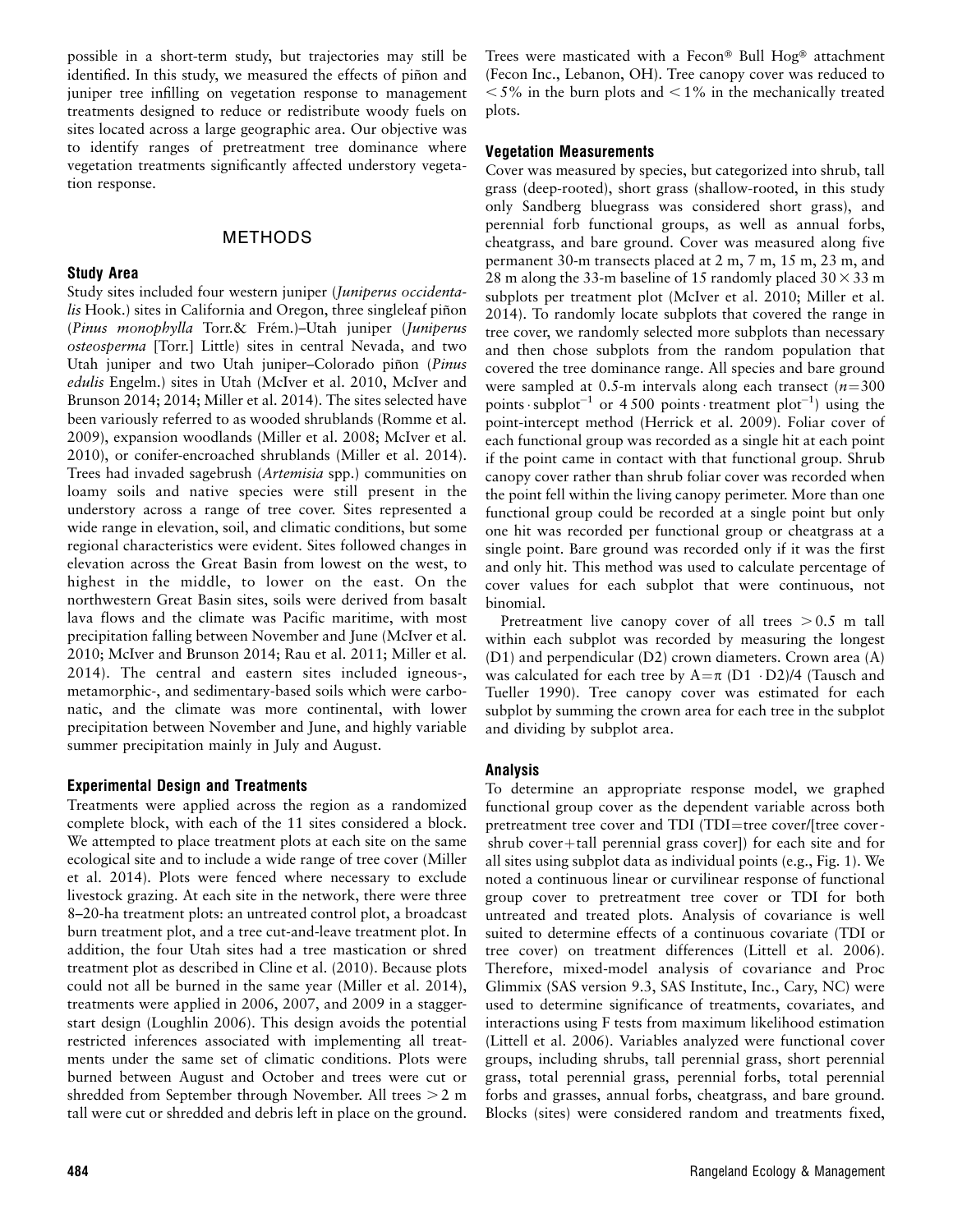possible in a short-term study, but trajectories may still be identified. In this study, we measured the effects of piñon and juniper tree infilling on vegetation response to management treatments designed to reduce or redistribute woody fuels on sites located across a large geographic area. Our objective was to identify ranges of pretreatment tree dominance where vegetation treatments significantly affected understory vegetation response.

## METHODS

### Study Area

Study sites included four western juniper (*Juniperus occidentalis* Hook.) sites in California and Oregon, three singleleaf piñon (*Pinus monophylla* Torr.& Frém.)–Utah juniper (*Juniperus osteosperma* [Torr.] Little) sites in central Nevada, and two Utah juniper and two Utah juniper–Colorado piñon (*Pinus edulis* Engelm.) sites in Utah (McIver et al. 2010, McIver and Brunson 2014; 2014; Miller et al. 2014). The sites selected have been variously referred to as wooded shrublands (Romme et al. 2009), expansion woodlands (Miller et al. 2008; McIver et al. 2010), or conifer-encroached shrublands (Miller et al. 2014). Trees had invaded sagebrush (*Artemisia* spp.) communities on loamy soils and native species were still present in the understory across a range of tree cover. Sites represented a wide range in elevation, soil, and climatic conditions, but some regional characteristics were evident. Sites followed changes in elevation across the Great Basin from lowest on the west, to highest in the middle, to lower on the east. On the northwestern Great Basin sites, soils were derived from basalt lava flows and the climate was Pacific maritime, with most precipitation falling between November and June (McIver et al. 2010; McIver and Brunson 2014; Rau et al. 2011; Miller et al. 2014). The central and eastern sites included igneous-, metamorphic-, and sedimentary-based soils which were carbonatic, and the climate was more continental, with lower precipitation between November and June, and highly variable summer precipitation mainly in July and August.

### Experimental Design and Treatments

Treatments were applied across the region as a randomized complete block, with each of the 11 sites considered a block. We attempted to place treatment plots at each site on the same ecological site and to include a wide range of tree cover (Miller et al. 2014). Plots were fenced where necessary to exclude livestock grazing. At each site in the network, there were three 8–20-ha treatment plots: an untreated control plot, a broadcast burn treatment plot, and a tree cut-and-leave treatment plot. In addition, the four Utah sites had a tree mastication or shred treatment plot as described in Cline et al. (2010). Because plots could not all be burned in the same year (Miller et al. 2014), treatments were applied in 2006, 2007, and 2009 in a stagger-start design (Loughlin 2006). This design avoids the potential restricted inferences associated with implementing all treatments under the same set of climatic conditions. Plots were burned between August and October and trees were cut or shredded from September through November. All trees $> 2$ m tall were cut or shredded and debris left in place on the ground. Trees were masticated with a Fecon® Bull Hog® attachment (Fecon Inc., Lebanon, OH). Tree canopy cover was reduced to $< 5\%$ in the burn plots and $< 1\%$ in the mechanically treated plots.

### Vegetation Measurements

Cover was measured by species, but categorized into shrub, tall grass (deep-rooted), short grass (shallow-rooted, in this study only Sandberg bluegrass was considered short grass), and perennial forb functional groups, as well as annual forbs, cheatgrass, and bare ground. Cover was measured along five permanent 30-m transects placed at 2 m, 7 m, 15 m, 23 m, and 28 m along the 33-m baseline of 15 randomly placed $30 \times 33$ m subplots per treatment plot (McIver et al. 2010; Miller et al. 2014). To randomly locate subplots that covered the range in tree cover, we randomly selected more subplots than necessary and then chose subplots from the random population that covered the tree dominance range. All species and bare ground were sampled at 0.5-m intervals along each transect ($n=300$ points $\cdot$ subplot$^{-1}$ or 4 500 points $\cdot$ treatment plot$^{-1}$) using the point-intercept method (Herrick et al. 2009). Foliar cover of each functional group was recorded as a single hit at each point if the point came in contact with that functional group. Shrub canopy cover rather than shrub foliar cover was recorded when the point fell within the living canopy perimeter. More than one functional group could be recorded at a single point but only one hit was recorded per functional group or cheatgrass at a single point. Bare ground was recorded only if it was the first and only hit. This method was used to calculate percentage of cover values for each subplot that were continuous, not binomial.

Pretreatment live canopy cover of all trees $> 0.5$ m tall within each subplot was recorded by measuring the longest (D1) and perpendicular (D2) crown diameters. Crown area (A) was calculated for each tree by $A=\pi\ (D1 \cdot D2)/4$ (Tausch and Tueller 1990). Tree canopy cover was estimated for each subplot by summing the crown area for each tree in the subplot and dividing by subplot area.

### Analysis

To determine an appropriate response model, we graphed functional group cover as the dependent variable across both pretreatment tree cover and TDI (TDI=tree cover/[tree cover + shrub cover+tall perennial grass cover]) for each site and for all sites using subplot data as individual points (e.g., Fig. 1). We noted a continuous linear or curvilinear response of functional group cover to pretreatment tree cover or TDI for both untreated and treated plots. Analysis of covariance is well suited to determine effects of a continuous covariate (TDI or tree cover) on treatment differences (Littell et al. 2006). Therefore, mixed-model analysis of covariance and Proc Glimmix (SAS version 9.3, SAS Institute, Inc., Cary, NC) were used to determine significance of treatments, covariates, and interactions using F tests from maximum likelihood estimation (Littell et al. 2006). Variables analyzed were functional cover groups, including shrubs, tall perennial grass, short perennial grass, total perennial grass, perennial forbs, total perennial forbs and grasses, annual forbs, cheatgrass, and bare ground. Blocks (sites) were considered random and treatments fixed,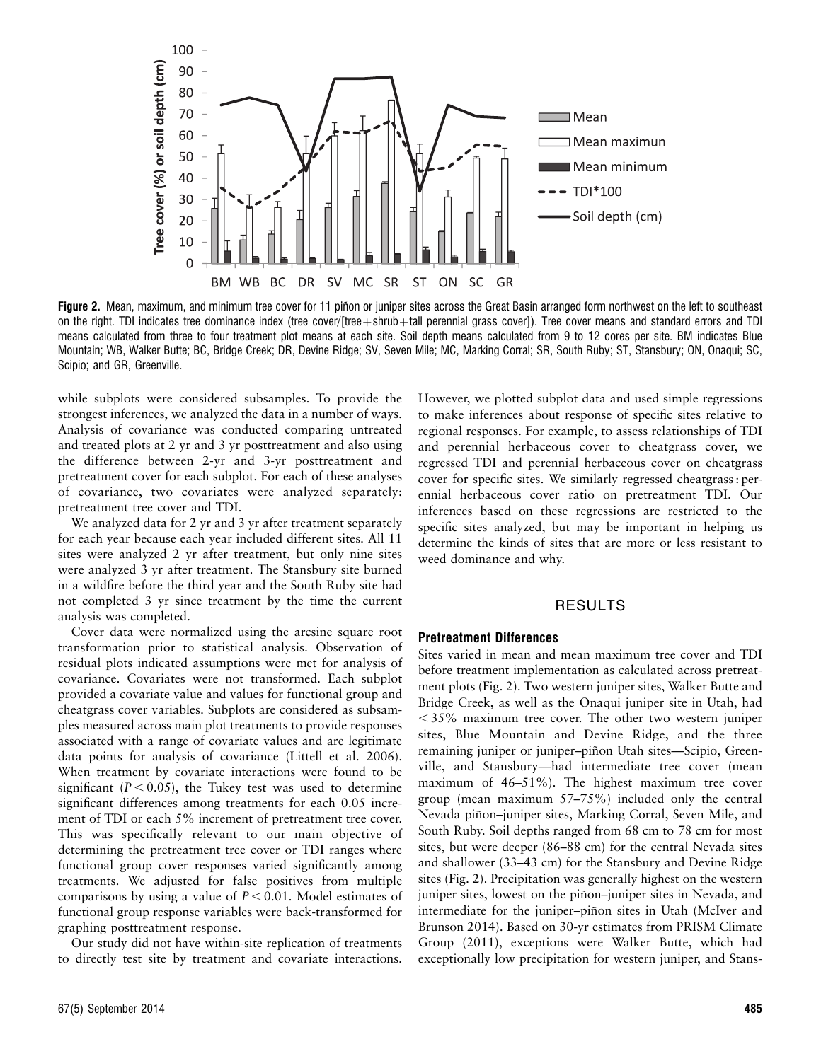**Figure 2.** Mean, maximum, and minimum tree cover for 11 piñon or juniper sites across the Great Basin arranged form northwest on the left to southeast on the right. TDI indicates tree dominance index (tree cover/[tree+shrub+tall perennial grass cover]). Tree cover means and standard errors and TDI means calculated from three to four treatment plot means at each site. Soil depth means calculated from 9 to 12 cores per site. BM indicates Blue Mountain; WB, Walker Butte; BC, Bridge Creek; DR, Devine Ridge; SV, Seven Mile; MC, Marking Corral; SR, South Ruby; ST, Stansbury; ON, Onaqui; SC, Scipio; and GR, Greenville.

while subplots were considered subsamples. To provide the strongest inferences, we analyzed the data in a number of ways. Analysis of covariance was conducted comparing untreated and treated plots at 2 yr and 3 yr posttreatment and also using the difference between 2-yr and 3-yr posttreatment and pretreatment cover for each subplot. For each of these analyses of covariance, two covariates were analyzed separately: pretreatment tree cover and TDI.

We analyzed data for 2 yr and 3 yr after treatment separately for each year because each year included different sites. All 11 sites were analyzed 2 yr after treatment, but only nine sites were analyzed 3 yr after treatment. The Stansbury site burned in a wildfire before the third year and the South Ruby site had not completed 3 yr since treatment by the time the current analysis was completed.

Cover data were normalized using the arcsine square root transformation prior to statistical analysis. Observation of residual plots indicated assumptions were met for analysis of covariance. Covariates were not transformed. Each subplot provided a covariate value and values for functional group and cheatgrass cover variables. Subplots are considered as subsamples measured across main plot treatments to provide responses associated with a range of covariate values and are legitimate data points for analysis of covariance (Littell et al. 2006). When treatment by covariate interactions were found to be significant ($P < 0.05$), the Tukey test was used to determine significant differences among treatments for each 0.05 increment of TDI or each 5% increment of pretreatment tree cover. This was specifically relevant to our main objective of determining the pretreatment tree cover or TDI ranges where functional group cover responses varied significantly among treatments. We adjusted for false positives from multiple comparisons by using a value of $P < 0.01$. Model estimates of functional group response variables were back-transformed for graphing posttreatment response.

Our study did not have within-site replication of treatments to directly test site by treatment and covariate interactions. However, we plotted subplot data and used simple regressions to make inferences about response of specific sites relative to regional responses. For example, to assess relationships of TDI and perennial herbaceous cover to cheatgrass cover, we regressed TDI and perennial herbaceous cover on cheatgrass cover for specific sites. We similarly regressed cheatgrass : perennial herbaceous cover ratio on pretreatment TDI. Our inferences based on these regressions are restricted to the specific sites analyzed, but may be important in helping us determine the kinds of sites that are more or less resistant to weed dominance and why.

## RESULTS

### Pretreatment Differences

Sites varied in mean and mean maximum tree cover and TDI before treatment implementation as calculated across pretreatment plots (Fig. 2). Two western juniper sites, Walker Butte and Bridge Creek, as well as the Onaqui juniper site in Utah, had $< 35\%$ maximum tree cover. The other two western juniper sites, Blue Mountain and Devine Ridge, and the three remaining juniper or juniper–piñon Utah sites—Scipio, Greenville, and Stansbury—had intermediate tree cover (mean maximum of 46–51%). The highest maximum tree cover group (mean maximum 57–75%) included only the central Nevada piñon–juniper sites, Marking Corral, Seven Mile, and South Ruby. Soil depths ranged from 68 cm to 78 cm for most sites, but were deeper (86–88 cm) for the central Nevada sites and shallower (33–43 cm) for the Stansbury and Devine Ridge sites (Fig. 2). Precipitation was generally highest on the western juniper sites, lowest on the piñon–juniper sites in Nevada, and intermediate for the juniper–piñon sites in Utah (McIver and Brunson 2014). Based on 30-yr estimates from PRISM Climate Group (2011), exceptions were Walker Butte, which had exceptionally low precipitation for western juniper, and Stans-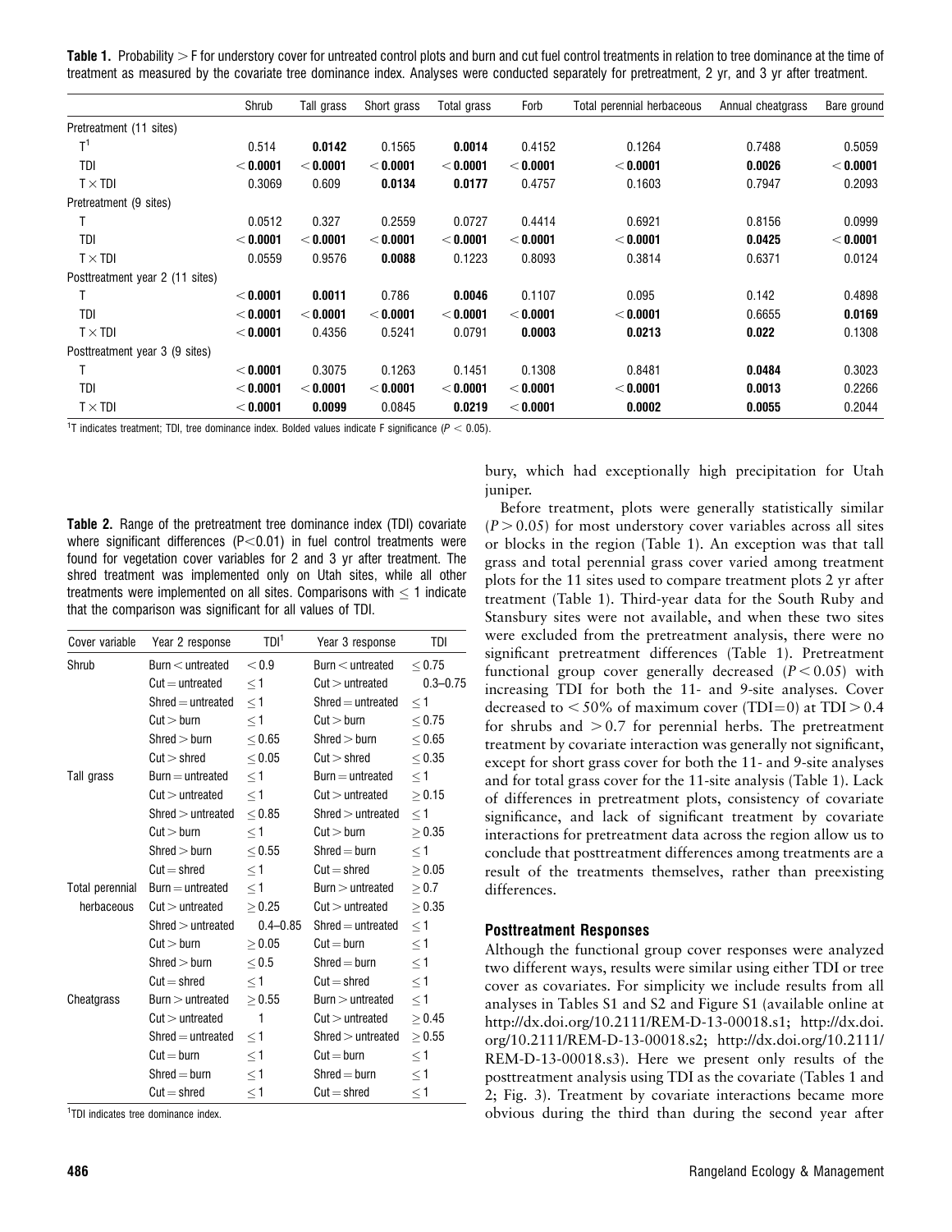**Table 1.** Probability > F for understory cover for untreated control plots and burn and cut fuel control treatments in relation to tree dominance at the time of treatment as measured by the covariate tree dominance index. Analyses were conducted separately for pretreatment, 2 yr, and 3 yr after treatment.

| | Shrub | Tall grass | Short grass | Total grass | Forb | Total perennial herbaceous | Annual cheatgrass | Bare ground |
|---|---|---|---|---|---|---|---|---|
| Pretreatment (11 sites) | | | | | | | | |
| T[1] | 0.514 | **0.0142** | 0.1565 | **0.0014** | 0.4152 | 0.1264 | 0.7488 | 0.5059 |
| TDI | **< 0.0001** | **< 0.0001** | **< 0.0001** | **< 0.0001** | **< 0.0001** | **< 0.0001** | **0.0026** | **< 0.0001** |
| T × TDI | 0.3069 | 0.609 | **0.0134** | **0.0177** | 0.4757 | 0.1603 | 0.7947 | 0.2093 |
| Pretreatment (9 sites) | | | | | | | | |
| T | 0.0512 | 0.327 | 0.2559 | 0.0727 | 0.4414 | 0.6921 | 0.8156 | 0.0999 |
| TDI | **< 0.0001** | **< 0.0001** | **< 0.0001** | **< 0.0001** | **< 0.0001** | **< 0.0001** | **0.0425** | **< 0.0001** |
| T × TDI | 0.0559 | 0.9576 | **0.0088** | 0.1223 | 0.8093 | 0.3814 | 0.6371 | 0.0124 |
| Posttreatment year 2 (11 sites) | | | | | | | | |
| T | **< 0.0001** | **0.0011** | 0.786 | **0.0046** | 0.1107 | 0.095 | 0.142 | 0.4898 |
| TDI | **< 0.0001** | **< 0.0001** | **< 0.0001** | **< 0.0001** | **< 0.0001** | **< 0.0001** | 0.6655 | **0.0169** |
| T × TDI | **< 0.0001** | 0.4356 | 0.5241 | 0.0791 | **0.0003** | **0.0213** | **0.022** | 0.1308 |
| Posttreatment year 3 (9 sites) | | | | | | | | |
| T | **< 0.0001** | 0.3075 | 0.1263 | 0.1451 | 0.1308 | 0.8481 | **0.0484** | 0.3023 |
| TDI | **< 0.0001** | **< 0.0001** | **< 0.0001** | **< 0.0001** | **< 0.0001** | **< 0.0001** | **0.0013** | 0.2266 |
| T × TDI | **< 0.0001** | **0.0099** | 0.0845 | **0.0219** | **< 0.0001** | **0.0002** | **0.0055** | 0.2044 |

[1]T indicates treatment; TDI, tree dominance index. Bolded values indicate F significance ($P < 0.05$).

**Table 2.** Range of the pretreatment tree dominance index (TDI) covariate where significant differences ($P<0.01$) in fuel control treatments were found for vegetation cover variables for 2 and 3 yr after treatment. The shred treatment was implemented only on Utah sites, while all other treatments were implemented on all sites. Comparisons with ≤ 1 indicate that the comparison was significant for all values of TDI.

| Cover variable | Year 2 response | TDI[1] | Year 3 response | TDI |
|---|---|---|---|---|
| Shrub | Burn < untreated | < 0.9 | Burn < untreated | ≤ 0.75 |
| | Cut = untreated | ≤ 1 | Cut > untreated | 0.3–0.75 |
| | Shred = untreated | ≤ 1 | Shred = untreated | ≤ 1 |
| | Cut > burn | ≤ 1 | Cut > burn | ≤ 0.75 |
| | Shred > burn | ≤ 0.65 | Shred > burn | ≤ 0.65 |
| | Cut > shred | ≤ 0.05 | Cut > shred | ≤ 0.35 |
| Tall grass | Burn = untreated | ≤ 1 | Burn = untreated | ≤ 1 |
| | Cut > untreated | ≤ 1 | Cut > untreated | ≥ 0.15 |
| | Shred > untreated | ≤ 0.85 | Shred > untreated | ≤ 1 |
| | Cut > burn | ≤ 1 | Cut > burn | ≥ 0.35 |
| | Shred > burn | ≤ 0.55 | Shred = burn | ≤ 1 |
| | Cut = shred | ≤ 1 | Cut = shred | ≥ 0.05 |
| Total perennial herbaceous | Burn = untreated | ≤ 1 | Burn > untreated | ≥ 0.7 |
| | Cut > untreated | ≥ 0.25 | Cut > untreated | ≥ 0.35 |
| | Shred > untreated | 0.4–0.85 | Shred = untreated | ≤ 1 |
| | Cut > burn | ≥ 0.05 | Cut = burn | ≤ 1 |
| | Shred > burn | ≤ 0.5 | Shred = burn | ≤ 1 |
| | Cut = shred | ≤ 1 | Cut = shred | ≤ 1 |
| Cheatgrass | Burn > untreated | ≥ 0.55 | Burn > untreated | ≤ 1 |
| | Cut > untreated | 1 | Cut > untreated | ≥ 0.45 |
| | Shred = untreated | ≤ 1 | Shred > untreated | ≥ 0.55 |
| | Cut = burn | ≤ 1 | Cut = burn | ≤ 1 |
| | Shred = burn | ≤ 1 | Shred = burn | ≤ 1 |
| | Cut = shred | ≤ 1 | Cut = shred | ≤ 1 |

[1]TDI indicates tree dominance index.

bury, which had exceptionally high precipitation for Utah juniper.

Before treatment, plots were generally statistically similar ($P > 0.05$) for most understory cover variables across all sites or blocks in the region (Table 1). An exception was that tall grass and total perennial grass cover varied among treatment plots for the 11 sites used to compare treatment plots 2 yr after treatment (Table 1). Third-year data for the South Ruby and Stansbury sites were not available, and when these two sites were excluded from the pretreatment analysis, there were no significant pretreatment differences (Table 1). Pretreatment functional group cover generally decreased ($P < 0.05$) with increasing TDI for both the 11- and 9-site analyses. Cover decreased to < 50% of maximum cover (TDI = 0) at TDI > 0.4 for shrubs and > 0.7 for perennial herbs. The pretreatment treatment by covariate interaction was generally not significant, except for short grass cover for both the 11- and 9-site analyses and for total grass cover for the 11-site analysis (Table 1). Lack of differences in pretreatment plots, consistency of covariate significance, and lack of significant treatment by covariate interactions for pretreatment data across the region allow us to conclude that posttreatment differences among treatments are a result of the treatments themselves, rather than preexisting differences.

### Posttreatment Responses

Although the functional group cover responses were analyzed two different ways, results were similar using either TDI or tree cover as covariates. For simplicity we include results from all analyses in Tables S1 and S2 and Figure S1 (available online at http://dx.doi.org/10.2111/REM-D-13-00018.s1; http://dx.doi.org/10.2111/REM-D-13-00018.s2; http://dx.doi.org/10.2111/REM-D-13-00018.s3). Here we present only results of the posttreatment analysis using TDI as the covariate (Tables 1 and 2; Fig. 3). Treatment by covariate interactions became more obvious during the third than during the second year after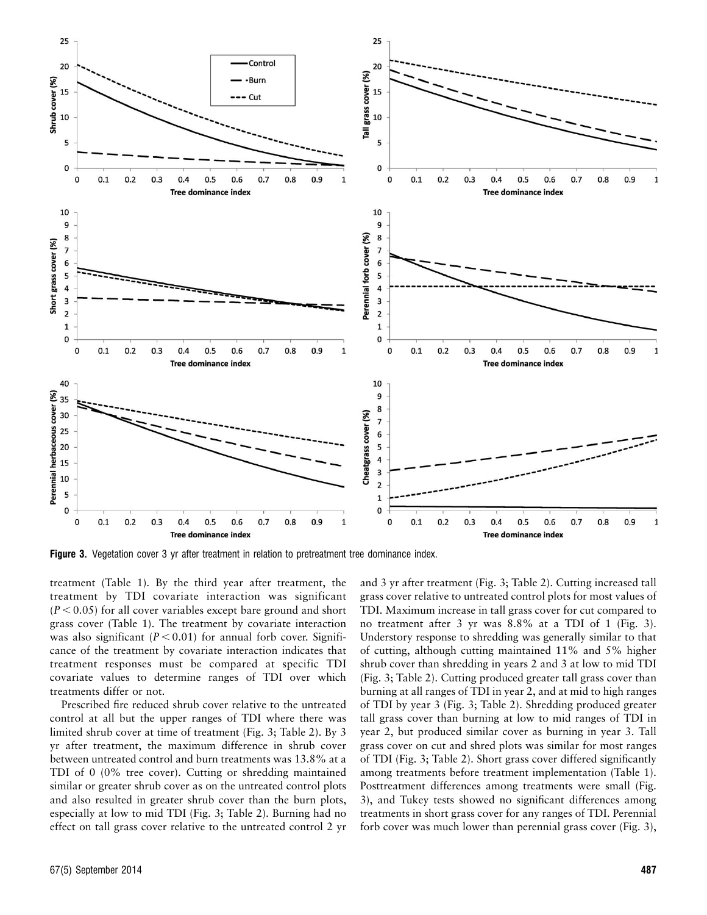Figure 3. Vegetation cover 3 yr after treatment in relation to pretreatment tree dominance index.

treatment (Table 1). By the third year after treatment, the treatment by TDI covariate interaction was significant ($P < 0.05$) for all cover variables except bare ground and short grass cover (Table 1). The treatment by covariate interaction was also significant ($P < 0.01$) for annual forb cover. Significance of the treatment by covariate interaction indicates that treatment responses must be compared at specific TDI covariate values to determine ranges of TDI over which treatments differ or not.

Prescribed fire reduced shrub cover relative to the untreated control at all but the upper ranges of TDI where there was limited shrub cover at time of treatment (Fig. 3; Table 2). By 3 yr after treatment, the maximum difference in shrub cover between untreated control and burn treatments was 13.8% at a TDI of 0 (0% tree cover). Cutting or shredding maintained similar or greater shrub cover as on the untreated control plots and also resulted in greater shrub cover than the burn plots, especially at low to mid TDI (Fig. 3; Table 2). Burning had no effect on tall grass cover relative to the untreated control 2 yr and 3 yr after treatment (Fig. 3; Table 2). Cutting increased tall grass cover relative to untreated control plots for most values of TDI. Maximum increase in tall grass cover for cut compared to no treatment after 3 yr was 8.8% at a TDI of 1 (Fig. 3). Understory response to shredding was generally similar to that of cutting, although cutting maintained 11% and 5% higher shrub cover than shredding in years 2 and 3 at low to mid TDI (Fig. 3; Table 2). Cutting produced greater tall grass cover than burning at all ranges of TDI in year 2, and at mid to high ranges of TDI by year 3 (Fig. 3; Table 2). Shredding produced greater tall grass cover than burning at low to mid ranges of TDI in year 2, but produced similar cover as burning in year 3. Tall grass cover on cut and shred plots was similar for most ranges of TDI (Fig. 3; Table 2). Short grass cover differed significantly among treatments before treatment implementation (Table 1). Posttreatment differences among treatments were small (Fig. 3), and Tukey tests showed no significant differences among treatments in short grass cover for any ranges of TDI. Perennial forb cover was much lower than perennial grass cover (Fig. 3),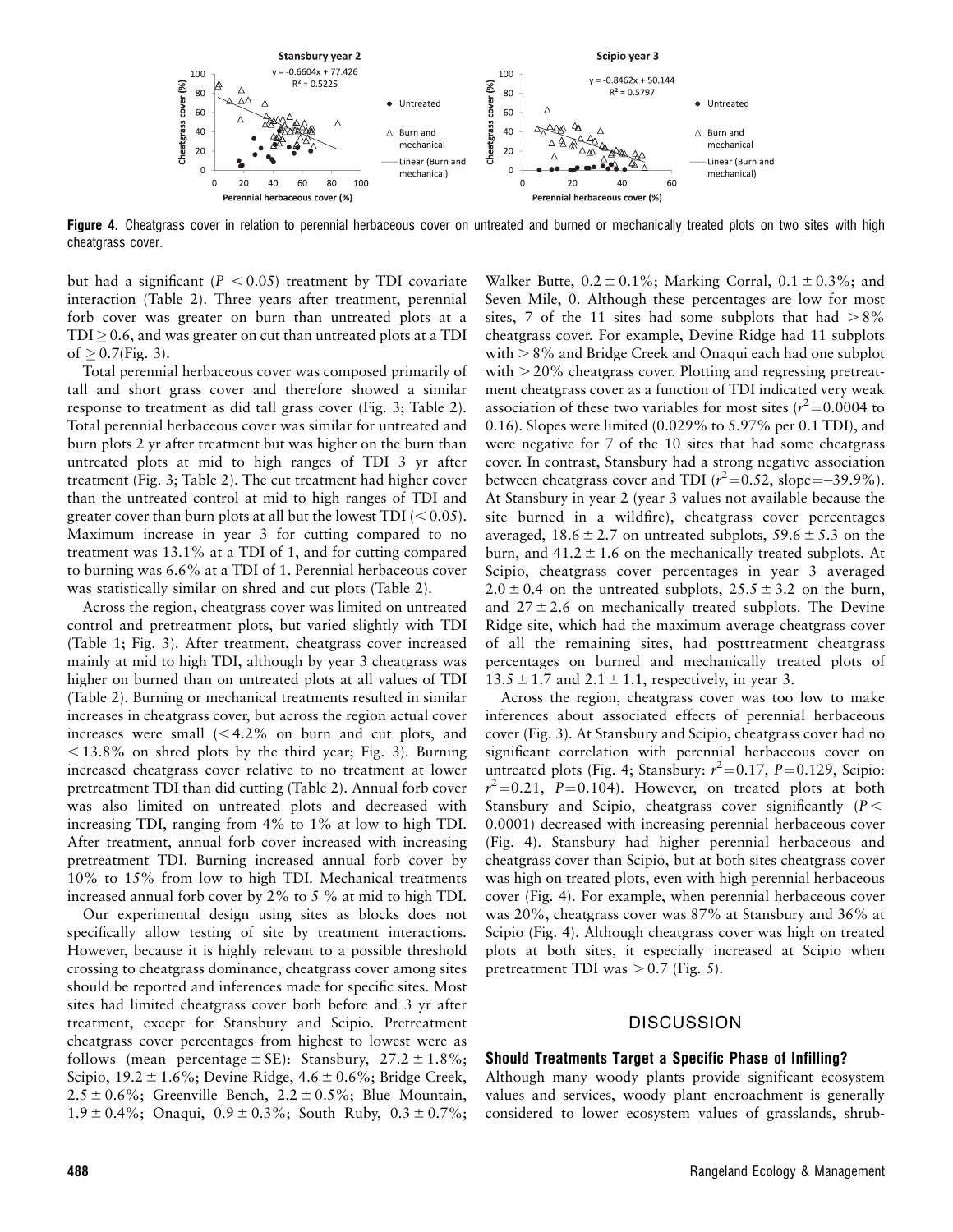**Figure 4.** Cheatgrass cover in relation to perennial herbaceous cover on untreated and burned or mechanically treated plots on two sites with high cheatgrass cover.

but had a significant ($P < 0.05$) treatment by TDI covariate interaction (Table 2). Three years after treatment, perennial forb cover was greater on burn than untreated plots at a TDI $\geq 0.6$, and was greater on cut than untreated plots at a TDI of $\geq 0.7$(Fig. 3).

Total perennial herbaceous cover was composed primarily of tall and short grass cover and therefore showed a similar response to treatment as did tall grass cover (Fig. 3; Table 2). Total perennial herbaceous cover was similar for untreated and burn plots 2 yr after treatment but was higher on the burn than untreated plots at mid to high ranges of TDI 3 yr after treatment (Fig. 3; Table 2). The cut treatment had higher cover than the untreated control at mid to high ranges of TDI and greater cover than burn plots at all but the lowest TDI ($< 0.05$). Maximum increase in year 3 for cutting compared to no treatment was 13.1% at a TDI of 1, and for cutting compared to burning was 6.6% at a TDI of 1. Perennial herbaceous cover was statistically similar on shred and cut plots (Table 2).

Across the region, cheatgrass cover was limited on untreated control and pretreatment plots, but varied slightly with TDI (Table 1; Fig. 3). After treatment, cheatgrass cover increased mainly at mid to high TDI, although by year 3 cheatgrass was higher on burned than on untreated plots at all values of TDI (Table 2). Burning or mechanical treatments resulted in similar increases in cheatgrass cover, but across the region actual cover increases were small ($< 4.2\%$ on burn and cut plots, and $< 13.8\%$ on shred plots by the third year; Fig. 3). Burning increased cheatgrass cover relative to no treatment at lower pretreatment TDI than did cutting (Table 2). Annual forb cover was also limited on untreated plots and decreased with increasing TDI, ranging from 4% to 1% at low to high TDI. After treatment, annual forb cover increased with increasing pretreatment TDI. Burning increased annual forb cover by 10% to 15% from low to high TDI. Mechanical treatments increased annual forb cover by 2% to 5 % at mid to high TDI.

Our experimental design using sites as blocks does not specifically allow testing of site by treatment interactions. However, because it is highly relevant to a possible threshold crossing to cheatgrass dominance, cheatgrass cover among sites should be reported and inferences made for specific sites. Most sites had limited cheatgrass cover both before and 3 yr after treatment, except for Stansbury and Scipio. Pretreatment cheatgrass cover percentages from highest to lowest were as follows (mean percentage $\pm$ SE): Stansbury, $27.2 \pm 1.8\%$; Scipio, $19.2 \pm 1.6\%$; Devine Ridge, $4.6 \pm 0.6\%$; Bridge Creek, $2.5 \pm 0.6\%$; Greenville Bench, $2.2 \pm 0.5\%$; Blue Mountain, $1.9 \pm 0.4\%$; Onaqui, $0.9 \pm 0.3\%$; South Ruby, $0.3 \pm 0.7\%$; Walker Butte, $0.2 \pm 0.1\%$; Marking Corral, $0.1 \pm 0.3\%$; and Seven Mile, 0. Although these percentages are low for most sites, 7 of the 11 sites had some subplots that had $> 8\%$ cheatgrass cover. For example, Devine Ridge had 11 subplots with $> 8\%$ and Bridge Creek and Onaqui each had one subplot with $> 20\%$ cheatgrass cover. Plotting and regressing pretreatment cheatgrass cover as a function of TDI indicated very weak association of these two variables for most sites ($r^2 = 0.0004$ to 0.16). Slopes were limited (0.029% to 5.97% per 0.1 TDI), and were negative for 7 of the 10 sites that had some cheatgrass cover. In contrast, Stansbury had a strong negative association between cheatgrass cover and TDI ($r^2 = 0.52$, slope $= -39.9\%$). At Stansbury in year 2 (year 3 values not available because the site burned in a wildfire), cheatgrass cover percentages averaged, $18.6 \pm 2.7$ on untreated subplots, $59.6 \pm 5.3$ on the burn, and $41.2 \pm 1.6$ on the mechanically treated subplots. At Scipio, cheatgrass cover percentages in year 3 averaged $2.0 \pm 0.4$ on the untreated subplots, $25.5 \pm 3.2$ on the burn, and $27 \pm 2.6$ on mechanically treated subplots. The Devine Ridge site, which had the maximum average cheatgrass cover of all the remaining sites, had posttreatment cheatgrass percentages on burned and mechanically treated plots of $13.5 \pm 1.7$ and $2.1 \pm 1.1$, respectively, in year 3.

Across the region, cheatgrass cover was too low to make inferences about associated effects of perennial herbaceous cover (Fig. 3). At Stansbury and Scipio, cheatgrass cover had no significant correlation with perennial herbaceous cover on untreated plots (Fig. 4; Stansbury: $r^2 = 0.17$, $P = 0.129$, Scipio: $r^2 = 0.21$, $P = 0.104$). However, on treated plots at both Stansbury and Scipio, cheatgrass cover significantly ($P < 0.0001$) decreased with increasing perennial herbaceous cover (Fig. 4). Stansbury had higher perennial herbaceous and cheatgrass cover than Scipio, but at both sites cheatgrass cover was high on treated plots, even with high perennial herbaceous cover (Fig. 4). For example, when perennial herbaceous cover was 20%, cheatgrass cover was 87% at Stansbury and 36% at Scipio (Fig. 4). Although cheatgrass cover was high on treated plots at both sites, it especially increased at Scipio when pretreatment TDI was $> 0.7$ (Fig. 5).

## DISCUSSION

### Should Treatments Target a Specific Phase of Infilling?

Although many woody plants provide significant ecosystem values and services, woody plant encroachment is generally considered to lower ecosystem values of grasslands, shrub-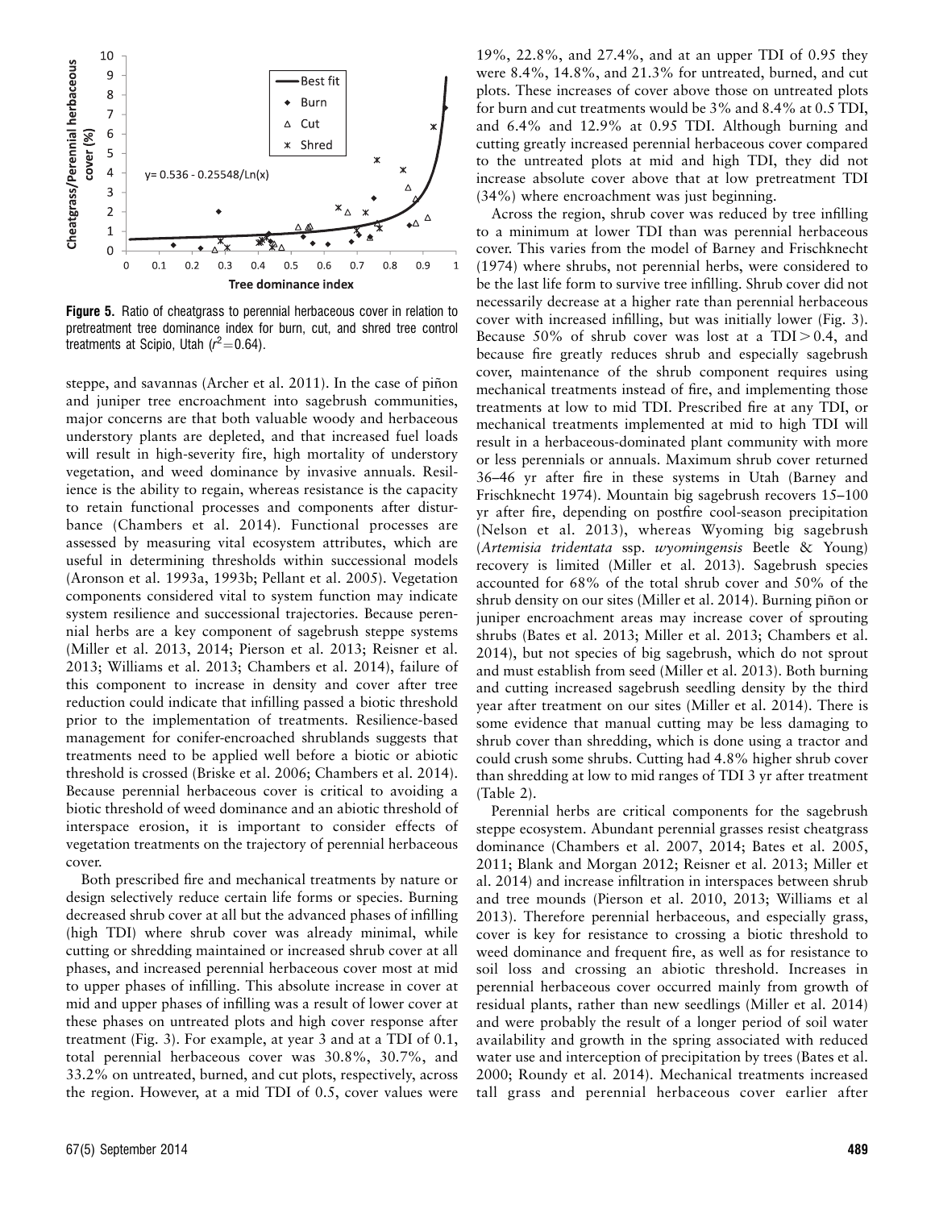**Figure 5.** Ratio of cheatgrass to perennial herbaceous cover in relation to pretreatment tree dominance index for burn, cut, and shred tree control treatments at Scipio, Utah ($r^2=0.64$).

steppe, and savannas (Archer et al. 2011). In the case of piñon and juniper tree encroachment into sagebrush communities, major concerns are that both valuable woody and herbaceous understory plants are depleted, and that increased fuel loads will result in high-severity fire, high mortality of understory vegetation, and weed dominance by invasive annuals. Resilience is the ability to regain, whereas resistance is the capacity to retain functional processes and components after disturbance (Chambers et al. 2014). Functional processes are assessed by measuring vital ecosystem attributes, which are useful in determining thresholds within successional models (Aronson et al. 1993a, 1993b; Pellant et al. 2005). Vegetation components considered vital to system function may indicate system resilience and successional trajectories. Because perennial herbs are a key component of sagebrush steppe systems (Miller et al. 2013, 2014; Pierson et al. 2013; Reisner et al. 2013; Williams et al. 2013; Chambers et al. 2014), failure of this component to increase in density and cover after tree reduction could indicate that infilling passed a biotic threshold prior to the implementation of treatments. Resilience-based management for conifer-encroached shrublands suggests that treatments need to be applied well before a biotic or abiotic threshold is crossed (Briske et al. 2006; Chambers et al. 2014). Because perennial herbaceous cover is critical to avoiding a biotic threshold of weed dominance and an abiotic threshold of interspace erosion, it is important to consider effects of vegetation treatments on the trajectory of perennial herbaceous cover.

Both prescribed fire and mechanical treatments by nature or design selectively reduce certain life forms or species. Burning decreased shrub cover at all but the advanced phases of infilling (high TDI) where shrub cover was already minimal, while cutting or shredding maintained or increased shrub cover at all phases, and increased perennial herbaceous cover most at mid to upper phases of infilling. This absolute increase in cover at mid and upper phases of infilling was a result of lower cover at these phases on untreated plots and high cover response after treatment (Fig. 3). For example, at year 3 and at a TDI of 0.1, total perennial herbaceous cover was 30.8%, 30.7%, and 33.2% on untreated, burned, and cut plots, respectively, across the region. However, at a mid TDI of 0.5, cover values were 19%, 22.8%, and 27.4%, and at an upper TDI of 0.95 they were 8.4%, 14.8%, and 21.3% for untreated, burned, and cut plots. These increases of cover above those on untreated plots for burn and cut treatments would be 3% and 8.4% at 0.5 TDI, and 6.4% and 12.9% at 0.95 TDI. Although burning and cutting greatly increased perennial herbaceous cover compared to the untreated plots at mid and high TDI, they did not increase absolute cover above that at low pretreatment TDI (34%) where encroachment was just beginning.

Across the region, shrub cover was reduced by tree infilling to a minimum at lower TDI than was perennial herbaceous cover. This varies from the model of Barney and Frischknecht (1974) where shrubs, not perennial herbs, were considered to be the last life form to survive tree infilling. Shrub cover did not necessarily decrease at a higher rate than perennial herbaceous cover with increased infilling, but was initially lower (Fig. 3). Because 50% of shrub cover was lost at a TDI > 0.4, and because fire greatly reduces shrub and especially sagebrush cover, maintenance of the shrub component requires using mechanical treatments instead of fire, and implementing those treatments at low to mid TDI. Prescribed fire at any TDI, or mechanical treatments implemented at mid to high TDI will result in a herbaceous-dominated plant community with more or less perennials or annuals. Maximum shrub cover returned 36–46 yr after fire in these systems in Utah (Barney and Frischknecht 1974). Mountain big sagebrush recovers 15–100 yr after fire, depending on postfire cool-season precipitation (Nelson et al. 2013), whereas Wyoming big sagebrush (*Artemisia tridentata* ssp. *wyomingensis* Beetle & Young) recovery is limited (Miller et al. 2013). Sagebrush species accounted for 68% of the total shrub cover and 50% of the shrub density on our sites (Miller et al. 2014). Burning piñon or juniper encroachment areas may increase cover of sprouting shrubs (Bates et al. 2013; Miller et al. 2013; Chambers et al. 2014), but not species of big sagebrush, which do not sprout and must establish from seed (Miller et al. 2013). Both burning and cutting increased sagebrush seedling density by the third year after treatment on our sites (Miller et al. 2014). There is some evidence that manual cutting may be less damaging to shrub cover than shredding, which is done using a tractor and could crush some shrubs. Cutting had 4.8% higher shrub cover than shredding at low to mid ranges of TDI 3 yr after treatment (Table 2).

Perennial herbs are critical components for the sagebrush steppe ecosystem. Abundant perennial grasses resist cheatgrass dominance (Chambers et al. 2007, 2014; Bates et al. 2005, 2011; Blank and Morgan 2012; Reisner et al. 2013; Miller et al. 2014) and increase infiltration in interspaces between shrub and tree mounds (Pierson et al. 2010, 2013; Williams et al 2013). Therefore perennial herbaceous, and especially grass, cover is key for resistance to crossing a biotic threshold to weed dominance and frequent fire, as well as for resistance to soil loss and crossing an abiotic threshold. Increases in perennial herbaceous cover occurred mainly from growth of residual plants, rather than new seedlings (Miller et al. 2014) and were probably the result of a longer period of soil water availability and growth in the spring associated with reduced water use and interception of precipitation by trees (Bates et al. 2000; Roundy et al. 2014). Mechanical treatments increased tall grass and perennial herbaceous cover earlier after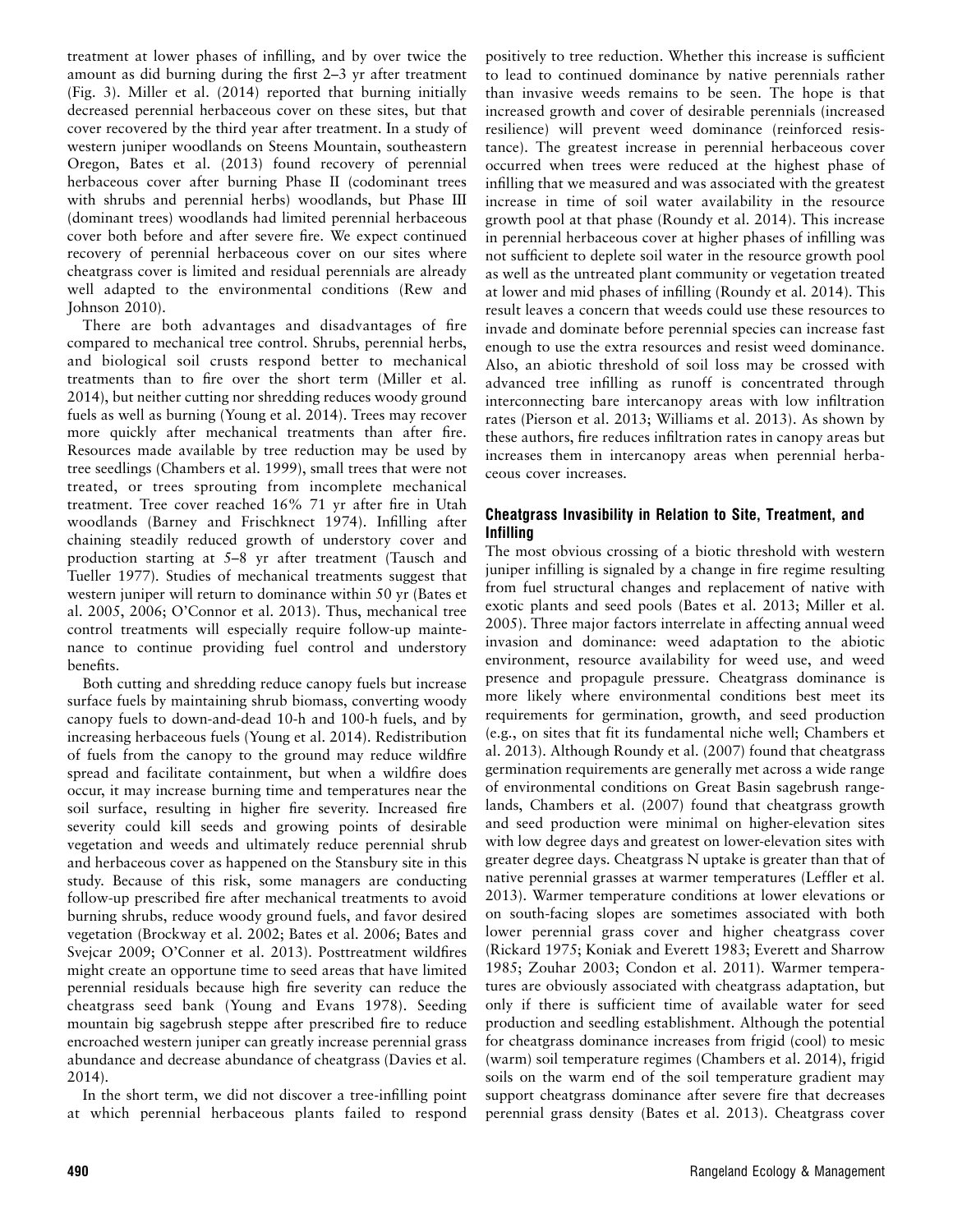treatment at lower phases of infilling, and by over twice the amount as did burning during the first 2–3 yr after treatment (Fig. 3). Miller et al. (2014) reported that burning initially decreased perennial herbaceous cover on these sites, but that cover recovered by the third year after treatment. In a study of western juniper woodlands on Steens Mountain, southeastern Oregon, Bates et al. (2013) found recovery of perennial herbaceous cover after burning Phase II (codominant trees with shrubs and perennial herbs) woodlands, but Phase III (dominant trees) woodlands had limited perennial herbaceous cover both before and after severe fire. We expect continued recovery of perennial herbaceous cover on our sites where cheatgrass cover is limited and residual perennials are already well adapted to the environmental conditions (Rew and Johnson 2010).

There are both advantages and disadvantages of fire compared to mechanical tree control. Shrubs, perennial herbs, and biological soil crusts respond better to mechanical treatments than to fire over the short term (Miller et al. 2014), but neither cutting nor shredding reduces woody ground fuels as well as burning (Young et al. 2014). Trees may recover more quickly after mechanical treatments than after fire. Resources made available by tree reduction may be used by tree seedlings (Chambers et al. 1999), small trees that were not treated, or trees sprouting from incomplete mechanical treatment. Tree cover reached 16% 71 yr after fire in Utah woodlands (Barney and Frischknect 1974). Infilling after chaining steadily reduced growth of understory cover and production starting at 5–8 yr after treatment (Tausch and Tueller 1977). Studies of mechanical treatments suggest that western juniper will return to dominance within 50 yr (Bates et al. 2005, 2006; O'Connor et al. 2013). Thus, mechanical tree control treatments will especially require follow-up maintenance to continue providing fuel control and understory benefits.

Both cutting and shredding reduce canopy fuels but increase surface fuels by maintaining shrub biomass, converting woody canopy fuels to down-and-dead 10-h and 100-h fuels, and by increasing herbaceous fuels (Young et al. 2014). Redistribution of fuels from the canopy to the ground may reduce wildfire spread and facilitate containment, but when a wildfire does occur, it may increase burning time and temperatures near the soil surface, resulting in higher fire severity. Increased fire severity could kill seeds and growing points of desirable vegetation and weeds and ultimately reduce perennial shrub and herbaceous cover as happened on the Stansbury site in this study. Because of this risk, some managers are conducting follow-up prescribed fire after mechanical treatments to avoid burning shrubs, reduce woody ground fuels, and favor desired vegetation (Brockway et al. 2002; Bates et al. 2006; Bates and Svejcar 2009; O'Conner et al. 2013). Posttreatment wildfires might create an opportune time to seed areas that have limited perennial residuals because high fire severity can reduce the cheatgrass seed bank (Young and Evans 1978). Seeding mountain big sagebrush steppe after prescribed fire to reduce encroached western juniper can greatly increase perennial grass abundance and decrease abundance of cheatgrass (Davies et al. 2014).

In the short term, we did not discover a tree-infilling point at which perennial herbaceous plants failed to respond positively to tree reduction. Whether this increase is sufficient to lead to continued dominance by native perennials rather than invasive weeds remains to be seen. The hope is that increased growth and cover of desirable perennials (increased resilience) will prevent weed dominance (reinforced resistance). The greatest increase in perennial herbaceous cover occurred when trees were reduced at the highest phase of infilling that we measured and was associated with the greatest increase in time of soil water availability in the resource growth pool at that phase (Roundy et al. 2014). This increase in perennial herbaceous cover at higher phases of infilling was not sufficient to deplete soil water in the resource growth pool as well as the untreated plant community or vegetation treated at lower and mid phases of infilling (Roundy et al. 2014). This result leaves a concern that weeds could use these resources to invade and dominate before perennial species can increase fast enough to use the extra resources and resist weed dominance. Also, an abiotic threshold of soil loss may be crossed with advanced tree infilling as runoff is concentrated through interconnecting bare intercanopy areas with low infiltration rates (Pierson et al. 2013; Williams et al. 2013). As shown by these authors, fire reduces infiltration rates in canopy areas but increases them in intercanopy areas when perennial herbaceous cover increases.

### Cheatgrass Invasibility in Relation to Site, Treatment, and Infilling

The most obvious crossing of a biotic threshold with western juniper infilling is signaled by a change in fire regime resulting from fuel structural changes and replacement of native with exotic plants and seed pools (Bates et al. 2013; Miller et al. 2005). Three major factors interrelate in affecting annual weed invasion and dominance: weed adaptation to the abiotic environment, resource availability for weed use, and weed presence and propagule pressure. Cheatgrass dominance is more likely where environmental conditions best meet its requirements for germination, growth, and seed production (e.g., on sites that fit its fundamental niche well; Chambers et al. 2013). Although Roundy et al. (2007) found that cheatgrass germination requirements are generally met across a wide range of environmental conditions on Great Basin sagebrush rangelands, Chambers et al. (2007) found that cheatgrass growth and seed production were minimal on higher-elevation sites with low degree days and greatest on lower-elevation sites with greater degree days. Cheatgrass N uptake is greater than that of native perennial grasses at warmer temperatures (Leffler et al. 2013). Warmer temperature conditions at lower elevations or on south-facing slopes are sometimes associated with both lower perennial grass cover and higher cheatgrass cover (Rickard 1975; Koniak and Everett 1983; Everett and Sharrow 1985; Zouhar 2003; Condon et al. 2011). Warmer temperatures are obviously associated with cheatgrass adaptation, but only if there is sufficient time of available water for seed production and seedling establishment. Although the potential for cheatgrass dominance increases from frigid (cool) to mesic (warm) soil temperature regimes (Chambers et al. 2014), frigid soils on the warm end of the soil temperature gradient may support cheatgrass dominance after severe fire that decreases perennial grass density (Bates et al. 2013). Cheatgrass cover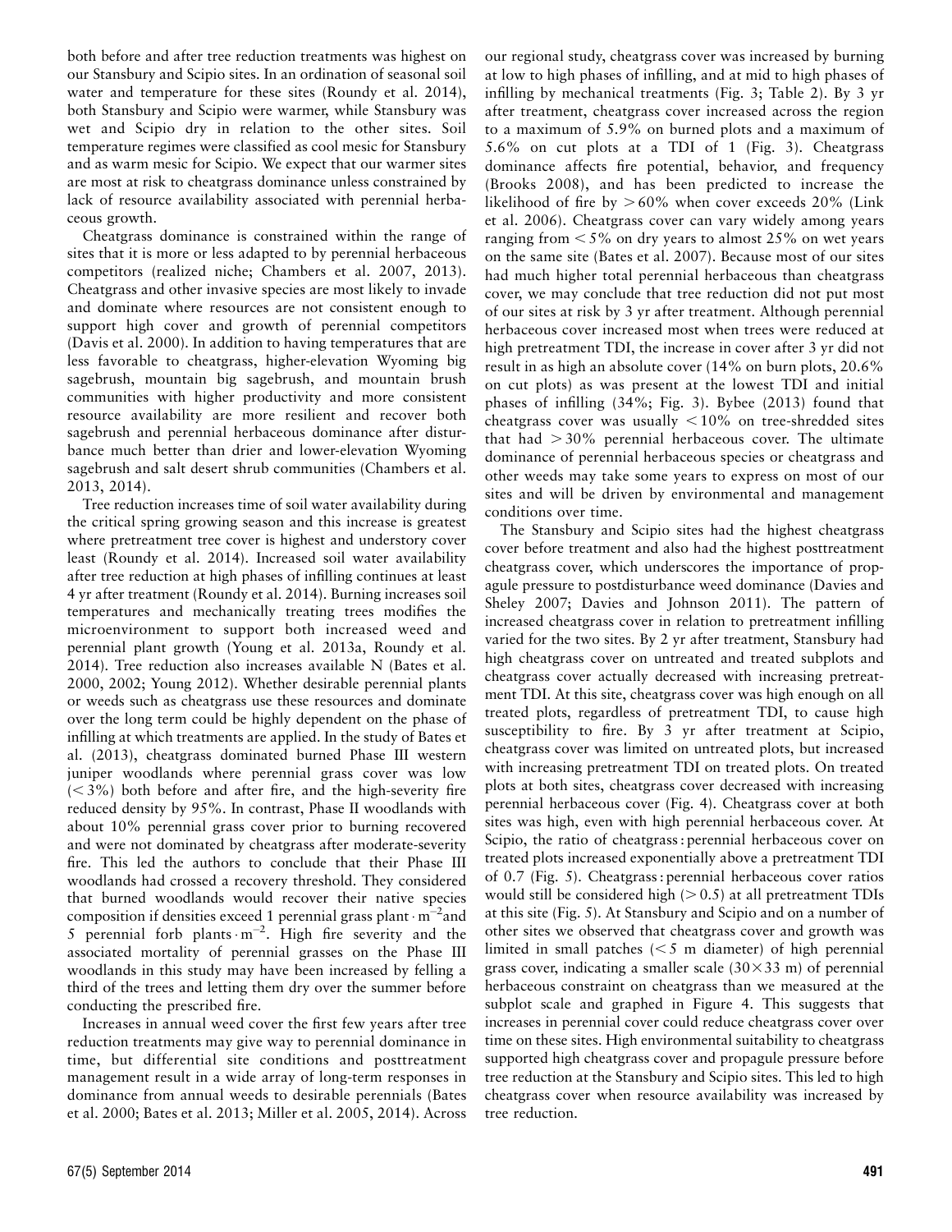both before and after tree reduction treatments was highest on our Stansbury and Scipio sites. In an ordination of seasonal soil water and temperature for these sites (Roundy et al. 2014), both Stansbury and Scipio were warmer, while Stansbury was wet and Scipio dry in relation to the other sites. Soil temperature regimes were classified as cool mesic for Stansbury and as warm mesic for Scipio. We expect that our warmer sites are most at risk to cheatgrass dominance unless constrained by lack of resource availability associated with perennial herbaceous growth.

Cheatgrass dominance is constrained within the range of sites that it is more or less adapted to by perennial herbaceous competitors (realized niche; Chambers et al. 2007, 2013). Cheatgrass and other invasive species are most likely to invade and dominate where resources are not consistent enough to support high cover and growth of perennial competitors (Davis et al. 2000). In addition to having temperatures that are less favorable to cheatgrass, higher-elevation Wyoming big sagebrush, mountain big sagebrush, and mountain brush communities with higher productivity and more consistent resource availability are more resilient and recover both sagebrush and perennial herbaceous dominance after disturbance much better than drier and lower-elevation Wyoming sagebrush and salt desert shrub communities (Chambers et al. 2013, 2014).

Tree reduction increases time of soil water availability during the critical spring growing season and this increase is greatest where pretreatment tree cover is highest and understory cover least (Roundy et al. 2014). Increased soil water availability after tree reduction at high phases of infilling continues at least 4 yr after treatment (Roundy et al. 2014). Burning increases soil temperatures and mechanically treating trees modifies the microenvironment to support both increased weed and perennial plant growth (Young et al. 2013a, Roundy et al. 2014). Tree reduction also increases available N (Bates et al. 2000, 2002; Young 2012). Whether desirable perennial plants or weeds such as cheatgrass use these resources and dominate over the long term could be highly dependent on the phase of infilling at which treatments are applied. In the study of Bates et al. (2013), cheatgrass dominated burned Phase III western juniper woodlands where perennial grass cover was low ($< 3\%$) both before and after fire, and the high-severity fire reduced density by 95%. In contrast, Phase II woodlands with about 10% perennial grass cover prior to burning recovered and were not dominated by cheatgrass after moderate-severity fire. This led the authors to conclude that their Phase III woodlands had crossed a recovery threshold. They considered that burned woodlands would recover their native species composition if densities exceed 1 perennial grass plant $\cdot$ $m^{-2}$and 5 perennial forb plants $\cdot$ $m^{-2}$. High fire severity and the associated mortality of perennial grasses on the Phase III woodlands in this study may have been increased by felling a third of the trees and letting them dry over the summer before conducting the prescribed fire.

Increases in annual weed cover the first few years after tree reduction treatments may give way to perennial dominance in time, but differential site conditions and posttreatment management result in a wide array of long-term responses in dominance from annual weeds to desirable perennials (Bates et al. 2000; Bates et al. 2013; Miller et al. 2005, 2014). Across our regional study, cheatgrass cover was increased by burning at low to high phases of infilling, and at mid to high phases of infilling by mechanical treatments (Fig. 3; Table 2). By 3 yr after treatment, cheatgrass cover increased across the region to a maximum of 5.9% on burned plots and a maximum of 5.6% on cut plots at a TDI of 1 (Fig. 3). Cheatgrass dominance affects fire potential, behavior, and frequency (Brooks 2008), and has been predicted to increase the likelihood of fire by $> 60\%$ when cover exceeds 20% (Link et al. 2006). Cheatgrass cover can vary widely among years ranging from $< 5\%$ on dry years to almost 25% on wet years on the same site (Bates et al. 2007). Because most of our sites had much higher total perennial herbaceous than cheatgrass cover, we may conclude that tree reduction did not put most of our sites at risk by 3 yr after treatment. Although perennial herbaceous cover increased most when trees were reduced at high pretreatment TDI, the increase in cover after 3 yr did not result in as high an absolute cover (14% on burn plots, 20.6% on cut plots) as was present at the lowest TDI and initial phases of infilling (34%; Fig. 3). Bybee (2013) found that cheatgrass cover was usually $< 10\%$ on tree-shredded sites that had $> 30\%$ perennial herbaceous cover. The ultimate dominance of perennial herbaceous species or cheatgrass and other weeds may take some years to express on most of our sites and will be driven by environmental and management conditions over time.

The Stansbury and Scipio sites had the highest cheatgrass cover before treatment and also had the highest posttreatment cheatgrass cover, which underscores the importance of propagule pressure to postdisturbance weed dominance (Davies and Sheley 2007; Davies and Johnson 2011). The pattern of increased cheatgrass cover in relation to pretreatment infilling varied for the two sites. By 2 yr after treatment, Stansbury had high cheatgrass cover on untreated and treated subplots and cheatgrass cover actually decreased with increasing pretreatment TDI. At this site, cheatgrass cover was high enough on all treated plots, regardless of pretreatment TDI, to cause high susceptibility to fire. By 3 yr after treatment at Scipio, cheatgrass cover was limited on untreated plots, but increased with increasing pretreatment TDI on treated plots. On treated plots at both sites, cheatgrass cover decreased with increasing perennial herbaceous cover (Fig. 4). Cheatgrass cover at both sites was high, even with high perennial herbaceous cover. At Scipio, the ratio of cheatgrass : perennial herbaceous cover on treated plots increased exponentially above a pretreatment TDI of 0.7 (Fig. 5). Cheatgrass : perennial herbaceous cover ratios would still be considered high ($> 0.5$) at all pretreatment TDIs at this site (Fig. 5). At Stansbury and Scipio and on a number of other sites we observed that cheatgrass cover and growth was limited in small patches ($< 5$ m diameter) of high perennial grass cover, indicating a smaller scale ($30 \times 33$ m) of perennial herbaceous constraint on cheatgrass than we measured at the subplot scale and graphed in Figure 4. This suggests that increases in perennial cover could reduce cheatgrass cover over time on these sites. High environmental suitability to cheatgrass supported high cheatgrass cover and propagule pressure before tree reduction at the Stansbury and Scipio sites. This led to high cheatgrass cover when resource availability was increased by tree reduction.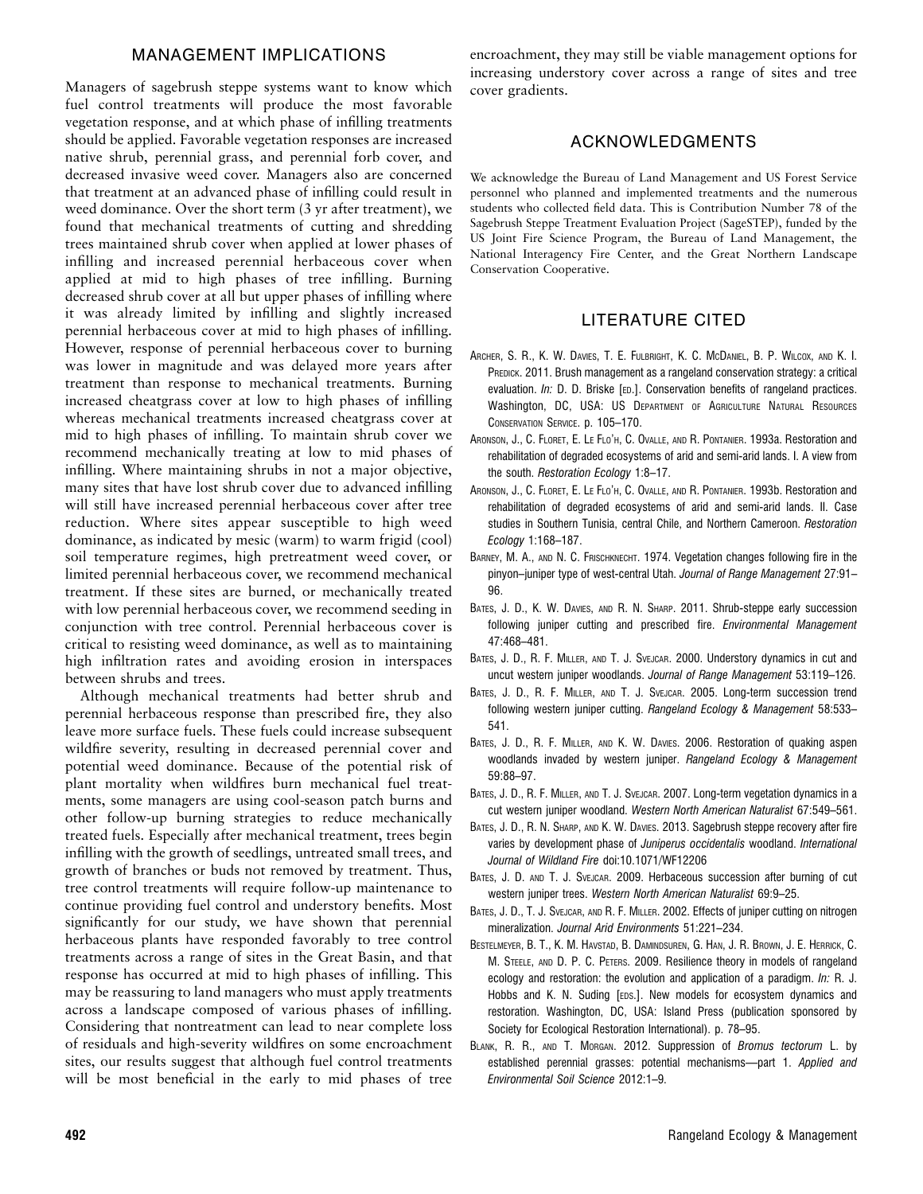## MANAGEMENT IMPLICATIONS

Managers of sagebrush steppe systems want to know which fuel control treatments will produce the most favorable vegetation response, and at which phase of infilling treatments should be applied. Favorable vegetation responses are increased native shrub, perennial grass, and perennial forb cover, and decreased invasive weed cover. Managers also are concerned that treatment at an advanced phase of infilling could result in weed dominance. Over the short term (3 yr after treatment), we found that mechanical treatments of cutting and shredding trees maintained shrub cover when applied at lower phases of infilling and increased perennial herbaceous cover when applied at mid to high phases of tree infilling. Burning decreased shrub cover at all but upper phases of infilling where it was already limited by infilling and slightly increased perennial herbaceous cover at mid to high phases of infilling. However, response of perennial herbaceous cover to burning was lower in magnitude and was delayed more years after treatment than response to mechanical treatments. Burning increased cheatgrass cover at low to high phases of infilling whereas mechanical treatments increased cheatgrass cover at mid to high phases of infilling. To maintain shrub cover we recommend mechanically treating at low to mid phases of infilling. Where maintaining shrubs in not a major objective, many sites that have lost shrub cover due to advanced infilling will still have increased perennial herbaceous cover after tree reduction. Where sites appear susceptible to high weed dominance, as indicated by mesic (warm) to warm frigid (cool) soil temperature regimes, high pretreatment weed cover, or limited perennial herbaceous cover, we recommend mechanical treatment. If these sites are burned, or mechanically treated with low perennial herbaceous cover, we recommend seeding in conjunction with tree control. Perennial herbaceous cover is critical to resisting weed dominance, as well as to maintaining high infiltration rates and avoiding erosion in interspaces between shrubs and trees.

Although mechanical treatments had better shrub and perennial herbaceous response than prescribed fire, they also leave more surface fuels. These fuels could increase subsequent wildfire severity, resulting in decreased perennial cover and potential weed dominance. Because of the potential risk of plant mortality when wildfires burn mechanical fuel treatments, some managers are using cool-season patch burns and other follow-up burning strategies to reduce mechanically treated fuels. Especially after mechanical treatment, trees begin infilling with the growth of seedlings, untreated small trees, and growth of branches or buds not removed by treatment. Thus, tree control treatments will require follow-up maintenance to continue providing fuel control and understory benefits. Most significantly for our study, we have shown that perennial herbaceous plants have responded favorably to tree control treatments across a range of sites in the Great Basin, and that response has occurred at mid to high phases of infilling. This may be reassuring to land managers who must apply treatments across a landscape composed of various phases of infilling. Considering that nontreatment can lead to near complete loss of residuals and high-severity wildfires on some encroachment sites, our results suggest that although fuel control treatments will be most beneficial in the early to mid phases of tree encroachment, they may still be viable management options for increasing understory cover across a range of sites and tree cover gradients.

## ACKNOWLEDGMENTS

We acknowledge the Bureau of Land Management and US Forest Service personnel who planned and implemented treatments and the numerous students who collected field data. This is Contribution Number 78 of the Sagebrush Steppe Treatment Evaluation Project (SageSTEP), funded by the US Joint Fire Science Program, the Bureau of Land Management, the National Interagency Fire Center, and the Great Northern Landscape Conservation Cooperative.

## LITERATURE CITED

Archer, S. R., K. W. Davies, T. E. Fulbright, K. C. McDaniel, B. P. Wilcox, and K. I. Predick. 2011. Brush management as a rangeland conservation strategy: a critical evaluation. *In:* D. D. Briske [ed.]. Conservation benefits of rangeland practices. Washington, DC, USA: US Department of Agriculture Natural Resources Conservation Service. p. 105–170.

Aronson, J., C. Floret, E. Le Flo'h, C. Ovalle, and R. Pontanier. 1993a. Restoration and rehabilitation of degraded ecosystems of arid and semi-arid lands. I. A view from the south. *Restoration Ecology* 1:8–17.

Aronson, J., C. Floret, E. Le Flo'h, C. Ovalle, and R. Pontanier. 1993b. Restoration and rehabilitation of degraded ecosystems of arid and semi-arid lands. II. Case studies in Southern Tunisia, central Chile, and Northern Cameroon. *Restoration Ecology* 1:168–187.

Barney, M. A., and N. C. Frischknecht. 1974. Vegetation changes following fire in the pinyon–juniper type of west-central Utah. *Journal of Range Management* 27:91–96.

Bates, J. D., K. W. Davies, and R. N. Sharp. 2011. Shrub-steppe early succession following juniper cutting and prescribed fire. *Environmental Management* 47:468–481.

Bates, J. D., R. F. Miller, and T. J. Svejcar. 2000. Understory dynamics in cut and uncut western juniper woodlands. *Journal of Range Management* 53:119–126.

Bates, J. D., R. F. Miller, and T. J. Svejcar. 2005. Long-term succession trend following western juniper cutting. *Rangeland Ecology & Management* 58:533–541.

Bates, J. D., R. F. Miller, and K. W. Davies. 2006. Restoration of quaking aspen woodlands invaded by western juniper. *Rangeland Ecology & Management* 59:88–97.

Bates, J. D., R. F. Miller, and T. J. Svejcar. 2007. Long-term vegetation dynamics in a cut western juniper woodland. *Western North American Naturalist* 67:549–561.

Bates, J. D., R. N. Sharp, and K. W. Davies. 2013. Sagebrush steppe recovery after fire varies by development phase of *Juniperus occidentalis* woodland. *International Journal of Wildland Fire* doi:10.1071/WF12206

Bates, J. D. and T. J. Svejcar. 2009. Herbaceous succession after burning of cut western juniper trees. *Western North American Naturalist* 69:9–25.

Bates, J. D., T. J. Svejcar, and R. F. Miller. 2002. Effects of juniper cutting on nitrogen mineralization. *Journal Arid Environments* 51:221–234.

Bestelmeyer, B. T., K. M. Havstad, B. Damindsuren, G. Han, J. R. Brown, J. E. Herrick, C. M. Steele, and D. P. C. Peters. 2009. Resilience theory in models of rangeland ecology and restoration: the evolution and application of a paradigm. *In:* R. J. Hobbs and K. N. Suding [eds.]. New models for ecosystem dynamics and restoration. Washington, DC, USA: Island Press (publication sponsored by Society for Ecological Restoration International). p. 78–95.

Blank, R. R., and T. Morgan. 2012. Suppression of *Bromus tectorum* L. by established perennial grasses: potential mechanisms—part 1. *Applied and Environmental Soil Science* 2012:1–9.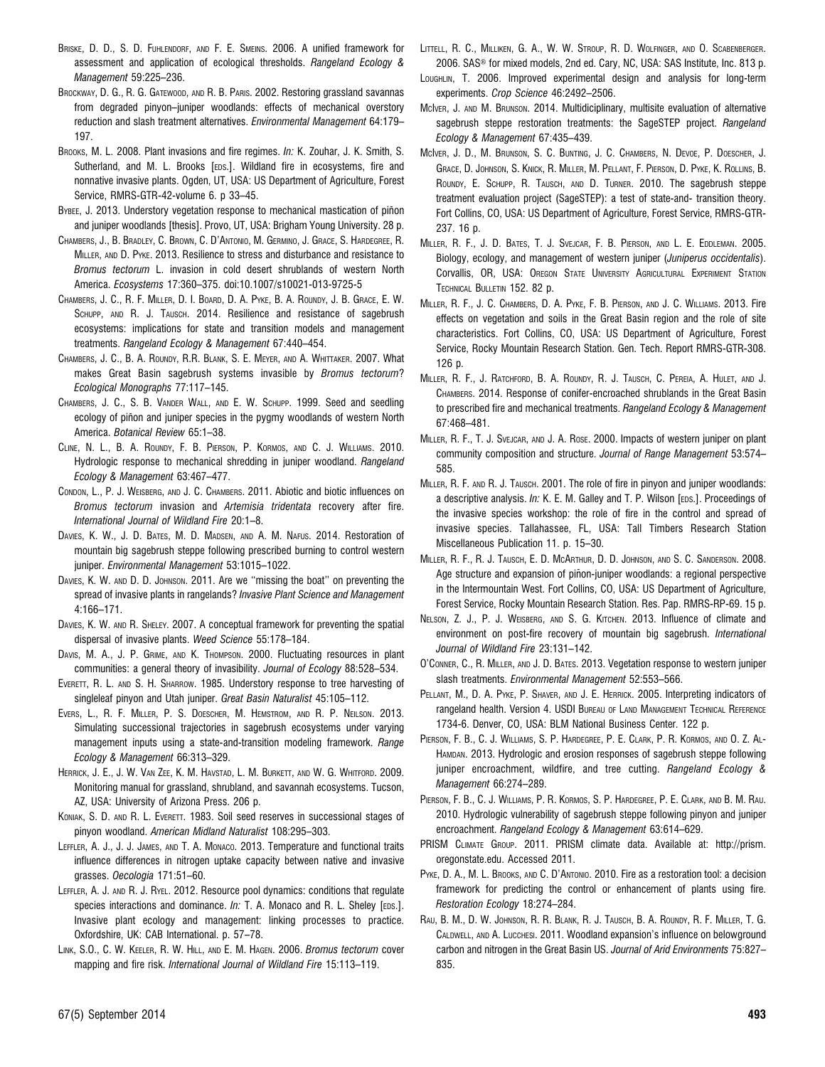Briske, D. D., S. D. Fuhlendorf, and F. E. Smeins. 2006. A unified framework for assessment and application of ecological thresholds. *Rangeland Ecology & Management* 59:225–236.

Brockway, D. G., R. G. Gatewood, and R. B. Paris. 2002. Restoring grassland savannas from degraded pinyon–juniper woodlands: effects of mechanical overstory reduction and slash treatment alternatives. *Environmental Management* 64:179–197.

Brooks, M. L. 2008. Plant invasions and fire regimes. *In:* K. Zouhar, J. K. Smith, S. Sutherland, and M. L. Brooks [eds.]. Wildland fire in ecosystems, fire and nonnative invasive plants. Ogden, UT, USA: US Department of Agriculture, Forest Service, RMRS-GTR-42-volume 6. p 33–45.

Bybee, J. 2013. Understory vegetation response to mechanical mastication of piñon and juniper woodlands [thesis]. Provo, UT, USA: Brigham Young University. 28 p.

Chambers, J., B. Bradley, C. Brown, C. D'Antonio, M. Germino, J. Grace, S. Hardegree, R. Miller, and D. Pyke. 2013. Resilience to stress and disturbance and resistance to *Bromus tectorum* L. invasion in cold desert shrublands of western North America. *Ecosystems* 17:360–375. doi:10.1007/s10021-013-9725-5

Chambers, J. C., R. F. Miller, D. I. Board, D. A. Pyke, B. A. Roundy, J. B. Grace, E. W. Schupp, and R. J. Tausch. 2014. Resilience and resistance of sagebrush ecosystems: implications for state and transition models and management treatments. *Rangeland Ecology & Management* 67:440–454.

Chambers, J. C., B. A. Roundy, R.R. Blank, S. E. Meyer, and A. Whittaker. 2007. What makes Great Basin sagebrush systems invasible by *Bromus tectorum*? *Ecological Monographs* 77:117–145.

Chambers, J. C., S. B. Vander Wall, and E. W. Schupp. 1999. Seed and seedling ecology of piñon and juniper species in the pygmy woodlands of western North America. *Botanical Review* 65:1–38.

Cline, N. L., B. A. Roundy, F. B. Pierson, P. Kormos, and C. J. Williams. 2010. Hydrologic response to mechanical shredding in juniper woodland. *Rangeland Ecology & Management* 63:467–477.

Condon, L., P. J. Weisberg, and J. C. Chambers. 2011. Abiotic and biotic influences on *Bromus tectorum* invasion and *Artemisia tridentata* recovery after fire. *International Journal of Wildland Fire* 20:1–8.

Davies, K. W., J. D. Bates, M. D. Madsen, and A. M. Nafus. 2014. Restoration of mountain big sagebrush steppe following prescribed burning to control western juniper. *Environmental Management* 53:1015–1022.

Davies, K. W. and D. D. Johnson. 2011. Are we "missing the boat" on preventing the spread of invasive plants in rangelands? *Invasive Plant Science and Management* 4:166–171.

Davies, K. W. and R. Sheley. 2007. A conceptual framework for preventing the spatial dispersal of invasive plants. *Weed Science* 55:178–184.

Davis, M. A., J. P. Grime, and K. Thompson. 2000. Fluctuating resources in plant communities: a general theory of invasibility. *Journal of Ecology* 88:528–534.

Everett, R. L. and S. H. Sharrow. 1985. Understory response to tree harvesting of singleleaf pinyon and Utah juniper. *Great Basin Naturalist* 45:105–112.

Evers, L., R. F. Miller, P. S. Doescher, M. Hemstrom, and R. P. Neilson. 2013. Simulating successional trajectories in sagebrush ecosystems under varying management inputs using a state-and-transition modeling framework. *Range Ecology & Management* 66:313–329.

Herrick, J. E., J. W. Van Zee, K. M. Havstad, L. M. Burkett, and W. G. Whitford. 2009. Monitoring manual for grassland, shrubland, and savannah ecosystems. Tucson, AZ, USA: University of Arizona Press. 206 p.

Koniak, S. D. and R. L. Everett. 1983. Soil seed reserves in successional stages of pinyon woodland. *American Midland Naturalist* 108:295–303.

Leffler, A. J., J. J. James, and T. A. Monaco. 2013. Temperature and functional traits influence differences in nitrogen uptake capacity between native and invasive grasses. *Oecologia* 171:51–60.

Leffler, A. J. and R. J. Ryel. 2012. Resource pool dynamics: conditions that regulate species interactions and dominance. *In:* T. A. Monaco and R. L. Sheley [eds.]. Invasive plant ecology and management: linking processes to practice. Oxfordshire, UK: CAB International. p. 57–78.

Link, S.O., C. W. Keeler, R. W. Hill, and E. M. Hagen. 2006. *Bromus tectorum* cover mapping and fire risk. *International Journal of Wildland Fire* 15:113–119.

Littell, R. C., Milliken, G. A., W. W. Stroup, R. D. Wolfinger, and O. Scabenberger. 2006. SAS® for mixed models, 2nd ed. Cary, NC, USA: SAS Institute, Inc. 813 p.

Loughlin, T. 2006. Improved experimental design and analysis for long-term experiments. *Crop Science* 46:2492–2506.

McIver, J. and M. Brunson. 2014. Multidiciplinary, multisite evaluation of alternative sagebrush steppe restoration treatments: the SageSTEP project. *Rangeland Ecology & Management* 67:435–439.

McIver, J. D., M. Brunson, S. C. Bunting, J. C. Chambers, N. Devoe, P. Doescher, J. Grace, D. Johnson, S. Knick, R. Miller, M. Pellant, F. Pierson, D. Pyke, K. Rollins, B. Roundy, E. Schupp, R. Tausch, and D. Turner. 2010. The sagebrush steppe treatment evaluation project (SageSTEP): a test of state-and- transition theory. Fort Collins, CO, USA: US Department of Agriculture, Forest Service, RMRS-GTR-237. 16 p.

Miller, R. F., J. D. Bates, T. J. Svejcar, F. B. Pierson, and L. E. Eddleman. 2005. Biology, ecology, and management of western juniper (*Juniperus occidentalis*). Corvallis, OR, USA: Oregon State University Agricultural Experiment Station Technical Bulletin 152. 82 p.

Miller, R. F., J. C. Chambers, D. A. Pyke, F. B. Pierson, and J. C. Williams. 2013. Fire effects on vegetation and soils in the Great Basin region and the role of site characteristics. Fort Collins, CO, USA: US Department of Agriculture, Forest Service, Rocky Mountain Research Station. Gen. Tech. Report RMRS-GTR-308. 126 p.

Miller, R. F., J. Ratchford, B. A. Roundy, R. J. Tausch, C. Pereia, A. Hulet, and J. Chambers. 2014. Response of conifer-encroached shrublands in the Great Basin to prescribed fire and mechanical treatments. *Rangeland Ecology & Management* 67:468–481.

Miller, R. F., T. J. Svejcar, and J. A. Rose. 2000. Impacts of western juniper on plant community composition and structure. *Journal of Range Management* 53:574–585.

Miller, R. F. and R. J. Tausch. 2001. The role of fire in pinyon and juniper woodlands: a descriptive analysis. *In:* K. E. M. Galley and T. P. Wilson [eds.]. Proceedings of the invasive species workshop: the role of fire in the control and spread of invasive species. Tallahassee, FL, USA: Tall Timbers Research Station Miscellaneous Publication 11. p. 15–30.

Miller, R. F., R. J. Tausch, E. D. McArthur, D. D. Johnson, and S. C. Sanderson. 2008. Age structure and expansion of piñon-juniper woodlands: a regional perspective in the Intermountain West. Fort Collins, CO, USA: US Department of Agriculture, Forest Service, Rocky Mountain Research Station. Res. Pap. RMRS-RP-69. 15 p.

Nelson, Z. J., P. J. Weisberg, and S. G. Kitchen. 2013. Influence of climate and environment on post-fire recovery of mountain big sagebrush. *International Journal of Wildland Fire* 23:131–142.

O'Conner, C., R. Miller, and J. D. Bates. 2013. Vegetation response to western juniper slash treatments. *Environmental Management* 52:553–566.

Pellant, M., D. A. Pyke, P. Shaver, and J. E. Herrick. 2005. Interpreting indicators of rangeland health. Version 4. USDI Bureau of Land Management Technical Reference 1734-6. Denver, CO, USA: BLM National Business Center. 122 p.

Pierson, F. B., C. J. Williams, S. P. Hardegree, P. E. Clark, P. R. Kormos, and O. Z. Al-Hamdan. 2013. Hydrologic and erosion responses of sagebrush steppe following juniper encroachment, wildfire, and tree cutting. *Rangeland Ecology & Management* 66:274–289.

Pierson, F. B., C. J. Williams, P. R. Kormos, S. P. Hardegree, P. E. Clark, and B. M. Rau. 2010. Hydrologic vulnerability of sagebrush steppe following pinyon and juniper encroachment. *Rangeland Ecology & Management* 63:614–629.

PRISM Climate Group. 2011. PRISM climate data. Available at: http://prism.oregonstate.edu. Accessed 2011.

Pyke, D. A., M. L. Brooks, and C. D'Antonio. 2010. Fire as a restoration tool: a decision framework for predicting the control or enhancement of plants using fire. *Restoration Ecology* 18:274–284.

Rau, B. M., D. W. Johnson, R. R. Blank, R. J. Tausch, B. A. Roundy, R. F. Miller, T. G. Caldwell, and A. Lucchesi. 2011. Woodland expansion's influence on belowground carbon and nitrogen in the Great Basin US. *Journal of Arid Environments* 75:827–835.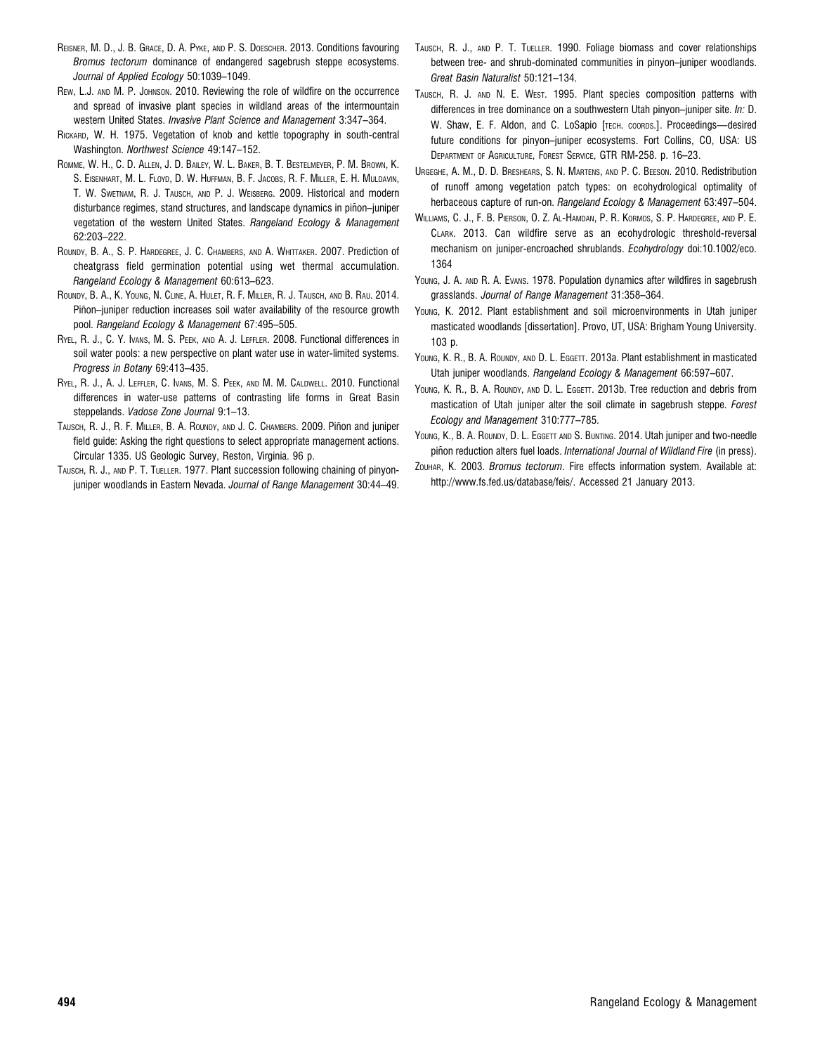Reisner, M. D., J. B. Grace, D. A. Pyke, and P. S. Doescher. 2013. Conditions favouring *Bromus tectorum* dominance of endangered sagebrush steppe ecosystems. *Journal of Applied Ecology* 50:1039–1049.

Rew, L.J. and M. P. Johnson. 2010. Reviewing the role of wildfire on the occurrence and spread of invasive plant species in wildland areas of the intermountain western United States. *Invasive Plant Science and Management* 3:347–364.

Rickard, W. H. 1975. Vegetation of knob and kettle topography in south-central Washington. *Northwest Science* 49:147–152.

Romme, W. H., C. D. Allen, J. D. Bailey, W. L. Baker, B. T. Bestelmeyer, P. M. Brown, K. S. Eisenhart, M. L. Floyd, D. W. Huffman, B. F. Jacobs, R. F. Miller, E. H. Muldavin, T. W. Swetnam, R. J. Tausch, and P. J. Weisberg. 2009. Historical and modern disturbance regimes, stand structures, and landscape dynamics in piñon–juniper vegetation of the western United States. *Rangeland Ecology & Management* 62:203–222.

Roundy, B. A., S. P. Hardegree, J. C. Chambers, and A. Whittaker. 2007. Prediction of cheatgrass field germination potential using wet thermal accumulation. *Rangeland Ecology & Management* 60:613–623.

Roundy, B. A., K. Young, N. Cline, A. Hulet, R. F. Miller, R. J. Tausch, and B. Rau. 2014. Piñon–juniper reduction increases soil water availability of the resource growth pool. *Rangeland Ecology & Management* 67:495–505.

Ryel, R. J., C. Y. Ivans, M. S. Peek, and A. J. Leffler. 2008. Functional differences in soil water pools: a new perspective on plant water use in water-limited systems. *Progress in Botany* 69:413–435.

Ryel, R. J., A. J. Leffler, C. Ivans, M. S. Peek, and M. M. Caldwell. 2010. Functional differences in water-use patterns of contrasting life forms in Great Basin steppelands. *Vadose Zone Journal* 9:1–13.

Tausch, R. J., R. F. Miller, B. A. Roundy, and J. C. Chambers. 2009. Piñon and juniper field guide: Asking the right questions to select appropriate management actions. Circular 1335. US Geologic Survey, Reston, Virginia. 96 p.

Tausch, R. J., and P. T. Tueller. 1977. Plant succession following chaining of pinyon-juniper woodlands in Eastern Nevada. *Journal of Range Management* 30:44–49.

Tausch, R. J., and P. T. Tueller. 1990. Foliage biomass and cover relationships between tree- and shrub-dominated communities in pinyon–juniper woodlands. *Great Basin Naturalist* 50:121–134.

Tausch, R. J. and N. E. West. 1995. Plant species composition patterns with differences in tree dominance on a southwestern Utah pinyon–juniper site. *In:* D. W. Shaw, E. F. Aldon, and C. LoSapio [tech. coords.]. Proceedings—desired future conditions for pinyon–juniper ecosystems. Fort Collins, CO, USA: US Department of Agriculture, Forest Service, GTR RM-258. p. 16–23.

Urgeghe, A. M., D. D. Breshears, S. N. Martens, and P. C. Beeson. 2010. Redistribution of runoff among vegetation patch types: on ecohydrological optimality of herbaceous capture of run-on. *Rangeland Ecology & Management* 63:497–504.

Williams, C. J., F. B. Pierson, O. Z. Al-Hamdan, P. R. Kormos, S. P. Hardegree, and P. E. Clark. 2013. Can wildfire serve as an ecohydrologic threshold-reversal mechanism on juniper-encroached shrublands. *Ecohydrology* doi:10.1002/eco.1364

Young, J. A. and R. A. Evans. 1978. Population dynamics after wildfires in sagebrush grasslands. *Journal of Range Management* 31:358–364.

Young, K. 2012. Plant establishment and soil microenvironments in Utah juniper masticated woodlands [dissertation]. Provo, UT, USA: Brigham Young University. 103 p.

Young, K. R., B. A. Roundy, and D. L. Eggett. 2013a. Plant establishment in masticated Utah juniper woodlands. *Rangeland Ecology & Management* 66:597–607.

Young, K. R., B. A. Roundy, and D. L. Eggett. 2013b. Tree reduction and debris from mastication of Utah juniper alter the soil climate in sagebrush steppe. *Forest Ecology and Management* 310:777–785.

Young, K., B. A. Roundy, D. L. Eggett and S. Bunting. 2014. Utah juniper and two-needle piñon reduction alters fuel loads. *International Journal of Wildland Fire* (in press).

Zouhar, K. 2003. *Bromus tectorum*. Fire effects information system. Available at: http://www.fs.fed.us/database/feis/. Accessed 21 January 2013.